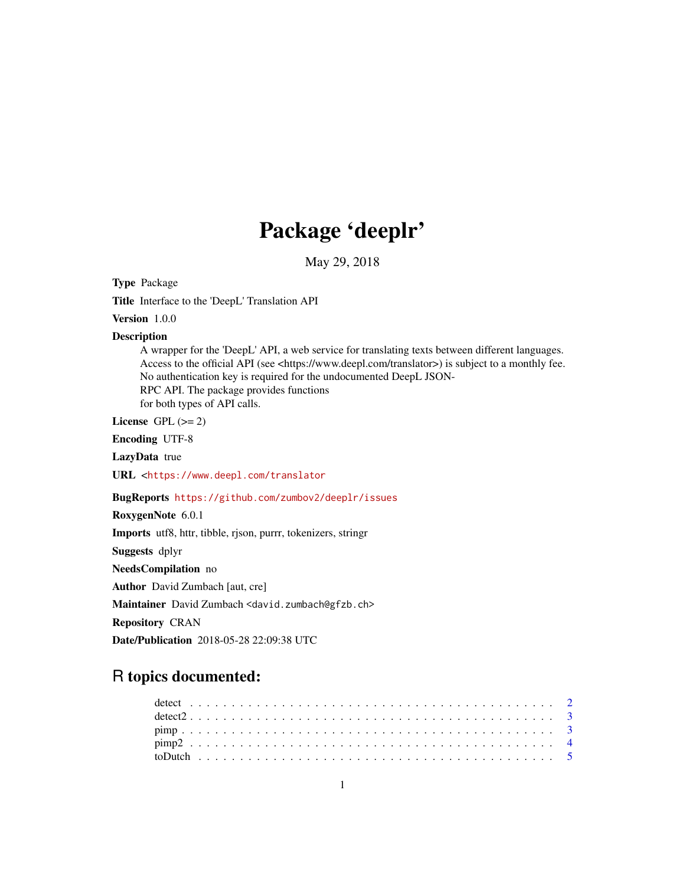# Package 'deeplr'

May 29, 2018

**Type** Package

**Title** Interface to the 'DeepL' Translation API

**Version** 1.0.0

**Description**
A wrapper for the 'DeepL' API, a web service for translating texts between different languages. Access to the official API (see <https://www.deepl.com/translator>) is subject to a monthly fee. No authentication key is required for the undocumented DeepL JSON-RPC API. The package provides functions for both types of API calls.

**License** GPL (>= 2)

**Encoding** UTF-8

**LazyData** true

**URL** <https://www.deepl.com/translator

**BugReports** https://github.com/zumbov2/deeplr/issues

**RoxygenNote** 6.0.1

**Imports** utf8, httr, tibble, rjson, purrr, tokenizers, stringr

**Suggests** dplyr

**NeedsCompilation** no

**Author** David Zumbach [aut, cre]

**Maintainer** David Zumbach <david.zumbach@gfzb.ch>

**Repository** CRAN

**Date/Publication** 2018-05-28 22:09:38 UTC

## R topics documented:

detect . . . . . . . . . . . . . . . . . . . . . . . . . . . . . . . . . . . . . . . . . . 2
detect2 . . . . . . . . . . . . . . . . . . . . . . . . . . . . . . . . . . . . . . . . . 3
pimp . . . . . . . . . . . . . . . . . . . . . . . . . . . . . . . . . . . . . . . . . . 3
pimp2 . . . . . . . . . . . . . . . . . . . . . . . . . . . . . . . . . . . . . . . . . . 4
toDutch . . . . . . . . . . . . . . . . . . . . . . . . . . . . . . . . . . . . . . . . . 5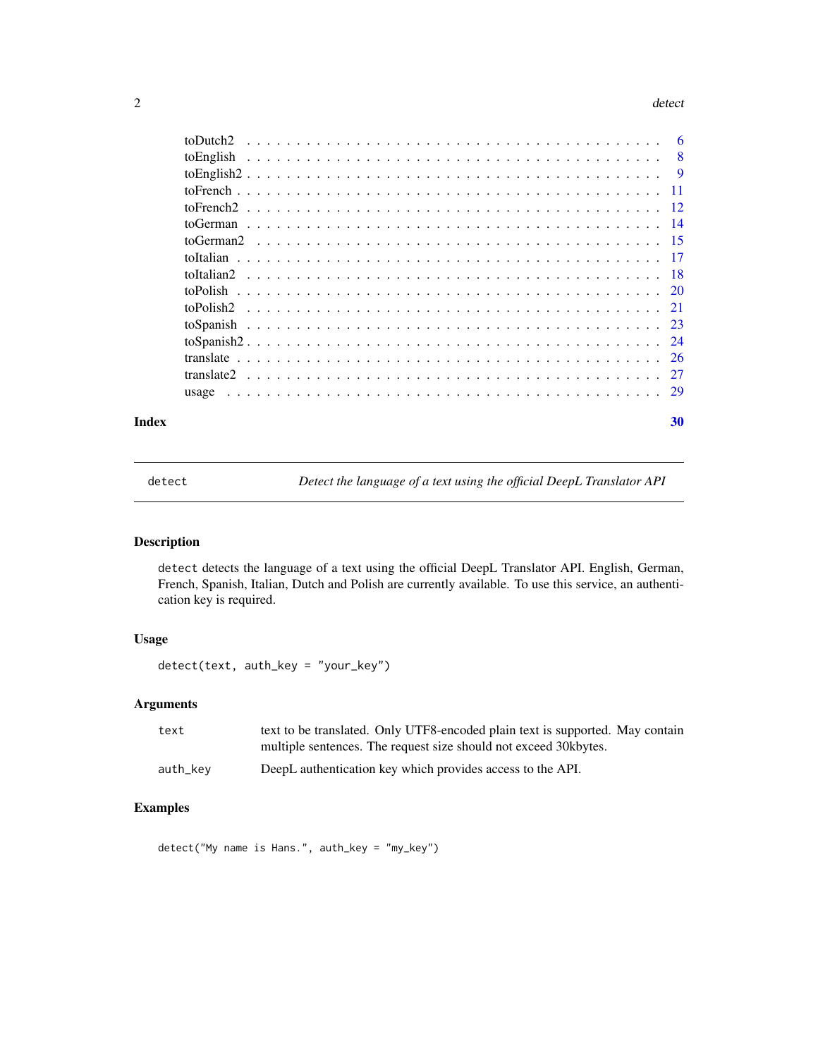| | |
|---|---|
| toDutch2 | 6 |
| toEnglish | 8 |
| toEnglish2 | 9 |
| toFrench | 11 |
| toFrench2 | 12 |
| toGerman | 14 |
| toGerman2 | 15 |
| toItalian | 17 |
| toItalian2 | 18 |
| toPolish | 20 |
| toPolish2 | 21 |
| toSpanish | 23 |
| toSpanish2 | 24 |
| translate | 26 |
| translate2 | 27 |
| usage | 29 |

**Index** **30**

---

## detect — *Detect the language of a text using the official DeepL Translator API*

### Description

`detect` detects the language of a text using the official DeepL Translator API. English, German, French, Spanish, Italian, Dutch and Polish are currently available. To use this service, an authentication key is required.

### Usage

```
detect(text, auth_key = "your_key")
```

### Arguments

| | |
|---|---|
| `text` | text to be translated. Only UTF8-encoded plain text is supported. May contain multiple sentences. The request size should not exceed 30kbytes. |
| `auth_key` | DeepL authentication key which provides access to the API. |

### Examples

```
detect("My name is Hans.", auth_key = "my_key")
```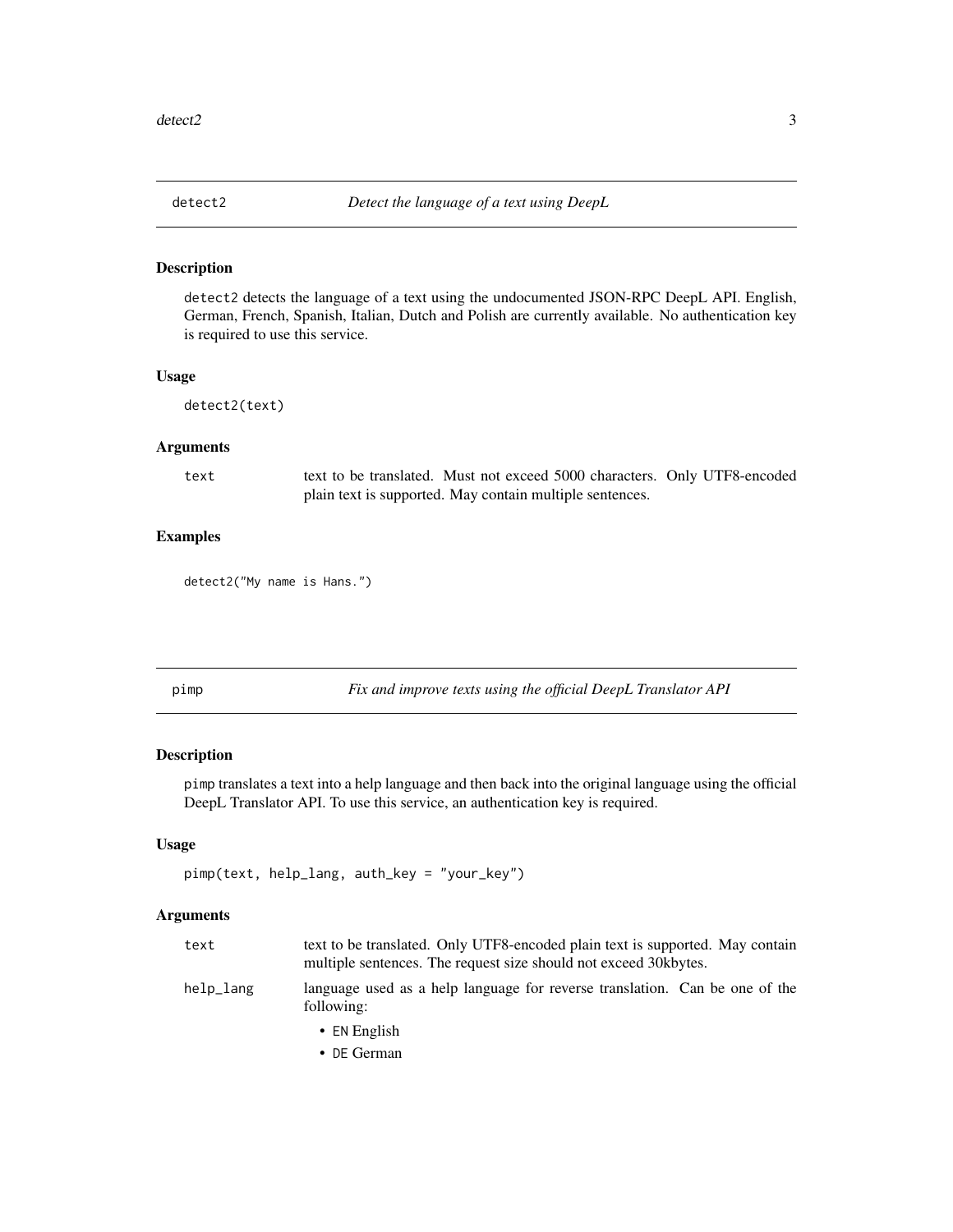## detect2 — *Detect the language of a text using DeepL*

### Description

detect2 detects the language of a text using the undocumented JSON-RPC DeepL API. English, German, French, Spanish, Italian, Dutch and Polish are currently available. No authentication key is required to use this service.

### Usage

```
detect2(text)
```

### Arguments

| | |
|---|---|
| text | text to be translated. Must not exceed 5000 characters. Only UTF8-encoded plain text is supported. May contain multiple sentences. |

### Examples

```
detect2("My name is Hans.")
```

## pimp — *Fix and improve texts using the official DeepL Translator API*

### Description

pimp translates a text into a help language and then back into the original language using the official DeepL Translator API. To use this service, an authentication key is required.

### Usage

```
pimp(text, help_lang, auth_key = "your_key")
```

### Arguments

text
: text to be translated. Only UTF8-encoded plain text is supported. May contain multiple sentences. The request size should not exceed 30kbytes.

help_lang
: language used as a help language for reverse translation. Can be one of the following:

- EN English
- DE German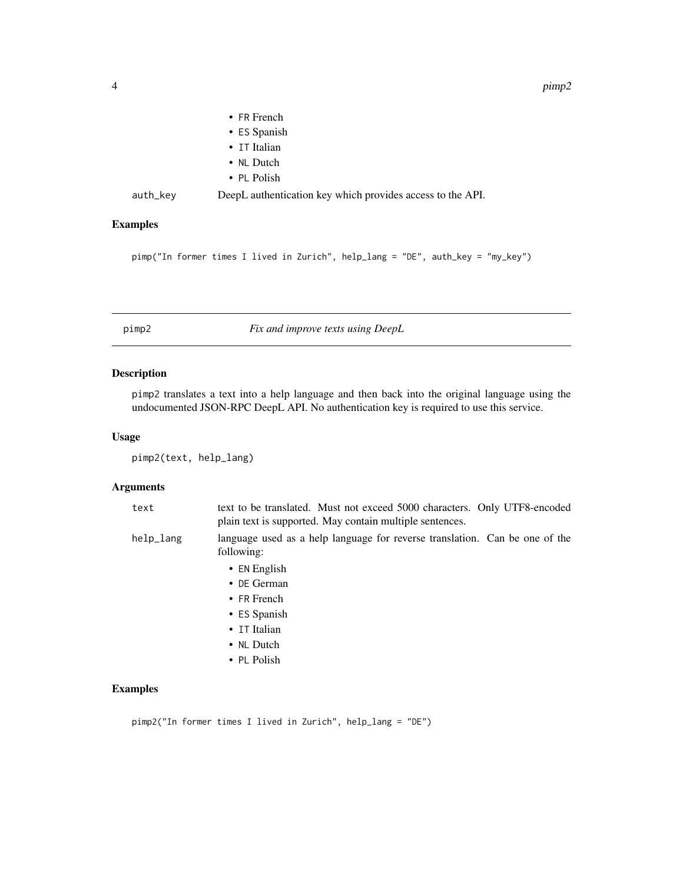- FR French
- ES Spanish
- IT Italian
- NL Dutch
- PL Polish

auth_key DeepL authentication key which provides access to the API.

### Examples

```
pimp("In former times I lived in Zurich", help_lang = "DE", auth_key = "my_key")
```

---

## pimp2 *Fix and improve texts using DeepL*

### Description

pimp2 translates a text into a help language and then back into the original language using the undocumented JSON-RPC DeepL API. No authentication key is required to use this service.

### Usage

```
pimp2(text, help_lang)
```

### Arguments

text text to be translated. Must not exceed 5000 characters. Only UTF8-encoded plain text is supported. May contain multiple sentences.

help_lang language used as a help language for reverse translation. Can be one of the following:

- EN English
- DE German
- FR French
- ES Spanish
- IT Italian
- NL Dutch
- PL Polish

### Examples

```
pimp2("In former times I lived in Zurich", help_lang = "DE")
```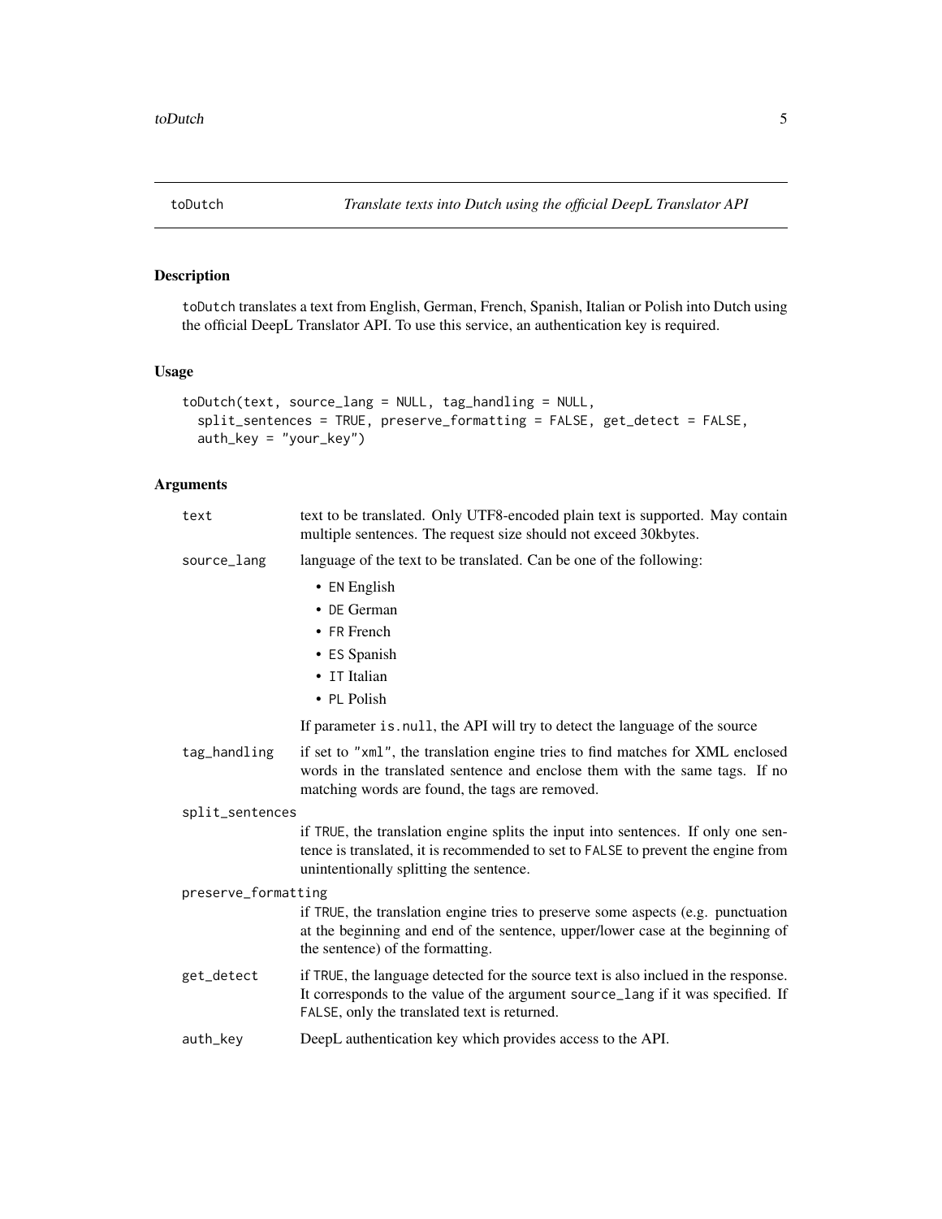# toDutch

*Translate texts into Dutch using the official DeepL Translator API*

## Description

`toDutch` translates a text from English, German, French, Spanish, Italian or Polish into Dutch using the official DeepL Translator API. To use this service, an authentication key is required.

## Usage

```
toDutch(text, source_lang = NULL, tag_handling = NULL,
  split_sentences = TRUE, preserve_formatting = FALSE, get_detect = FALSE,
  auth_key = "your_key")
```

## Arguments

`text`
: text to be translated. Only UTF8-encoded plain text is supported. May contain multiple sentences. The request size should not exceed 30kbytes.

`source_lang`
: language of the text to be translated. Can be one of the following:
  - `EN` English
  - `DE` German
  - `FR` French
  - `ES` Spanish
  - `IT` Italian
  - `PL` Polish

  If parameter `is.null`, the API will try to detect the language of the source

`tag_handling`
: if set to "xml", the translation engine tries to find matches for XML enclosed words in the translated sentence and enclose them with the same tags. If no matching words are found, the tags are removed.

`split_sentences`
: if `TRUE`, the translation engine splits the input into sentences. If only one sentence is translated, it is recommended to set to `FALSE` to prevent the engine from unintentionally splitting the sentence.

`preserve_formatting`
: if `TRUE`, the translation engine tries to preserve some aspects (e.g. punctuation at the beginning and end of the sentence, upper/lower case at the beginning of the sentence) of the formatting.

`get_detect`
: if `TRUE`, the language detected for the source text is also inclued in the response. It corresponds to the value of the argument `source_lang` if it was specified. If `FALSE`, only the translated text is returned.

`auth_key`
: DeepL authentication key which provides access to the API.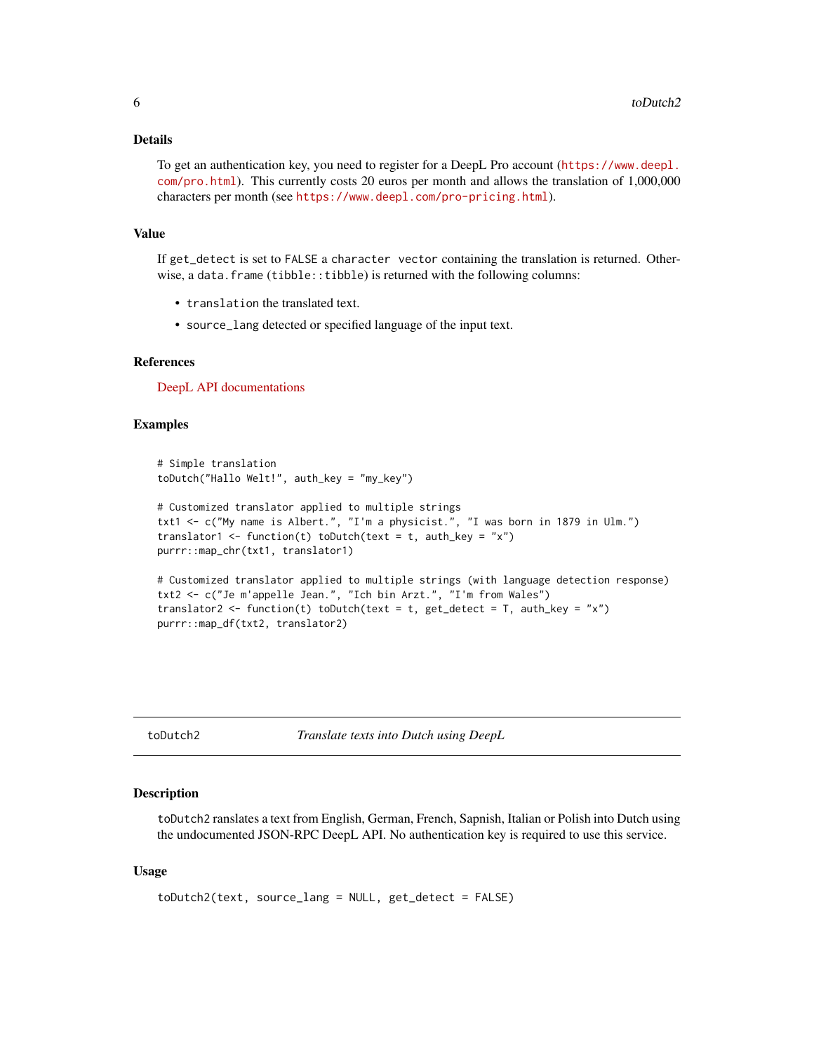### Details

To get an authentication key, you need to register for a DeepL Pro account (https://www.deepl.com/pro.html). This currently costs 20 euros per month and allows the translation of 1,000,000 characters per month (see https://www.deepl.com/pro-pricing.html).

### Value

If `get_detect` is set to `FALSE` a `character vector` containing the translation is returned. Otherwise, a `data.frame` (`tibble::tibble`) is returned with the following columns:

- `translation` the translated text.
- `source_lang` detected or specified language of the input text.

### References

DeepL API documentations

### Examples

```
# Simple translation
toDutch("Hallo Welt!", auth_key = "my_key")

# Customized translator applied to multiple strings
txt1 <- c("My name is Albert.", "I'm a physicist.", "I was born in 1879 in Ulm.")
translator1 <- function(t) toDutch(text = t, auth_key = "x")
purrr::map_chr(txt1, translator1)

# Customized translator applied to multiple strings (with language detection response)
txt2 <- c("Je m'appelle Jean.", "Ich bin Arzt.", "I'm from Wales")
translator2 <- function(t) toDutch(text = t, get_detect = T, auth_key = "x")
purrr::map_df(txt2, translator2)
```

---

## toDutch2 — *Translate texts into Dutch using DeepL*

### Description

`toDutch2` ranslates a text from English, German, French, Sapnish, Italian or Polish into Dutch using the undocumented JSON-RPC DeepL API. No authentication key is required to use this service.

### Usage

```
toDutch2(text, source_lang = NULL, get_detect = FALSE)
```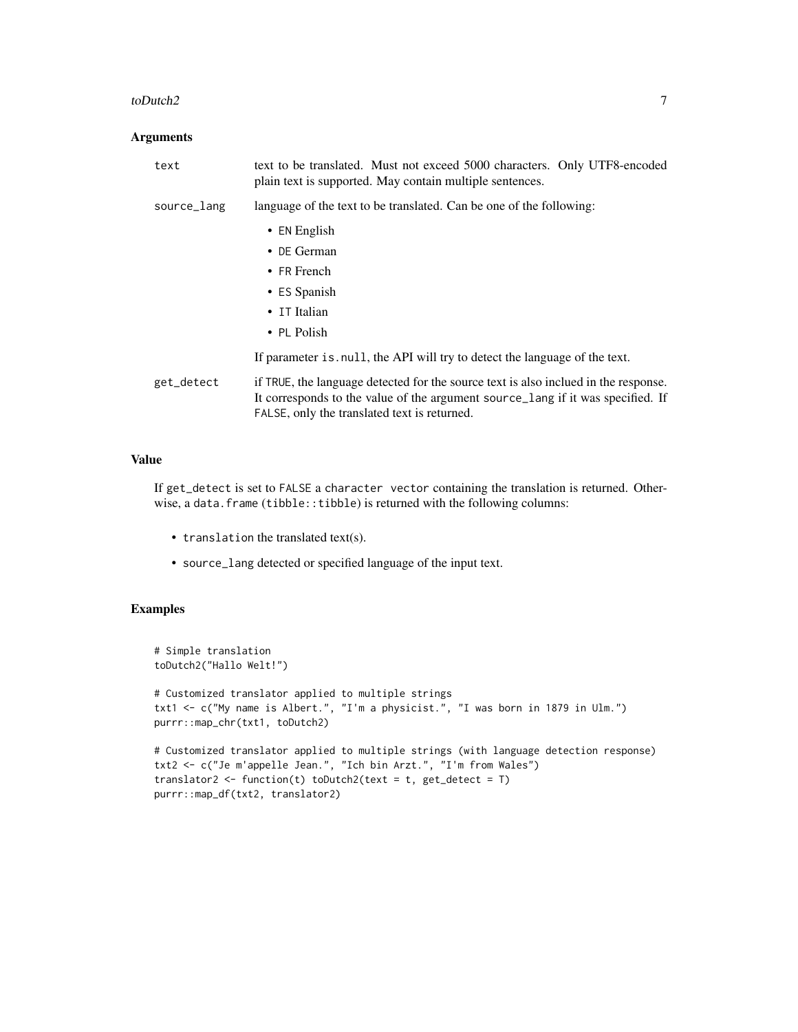## Arguments

| | |
|---|---|
| text | text to be translated. Must not exceed 5000 characters. Only UTF8-encoded plain text is supported. May contain multiple sentences. |
| source_lang | language of the text to be translated. Can be one of the following:<br>• EN English<br>• DE German<br>• FR French<br>• ES Spanish<br>• IT Italian<br>• PL Polish<br><br>If parameter is.null, the API will try to detect the language of the text. |
| get_detect | if TRUE, the language detected for the source text is also inclued in the response. It corresponds to the value of the argument source_lang if it was specified. If FALSE, only the translated text is returned. |

## Value

If get_detect is set to FALSE a character vector containing the translation is returned. Otherwise, a data.frame (tibble::tibble) is returned with the following columns:

- translation the translated text(s).
- source_lang detected or specified language of the input text.

## Examples

```
# Simple translation
toDutch2("Hallo Welt!")

# Customized translator applied to multiple strings
txt1 <- c("My name is Albert.", "I'm a physicist.", "I was born in 1879 in Ulm.")
purrr::map_chr(txt1, toDutch2)

# Customized translator applied to multiple strings (with language detection response)
txt2 <- c("Je m'appelle Jean.", "Ich bin Arzt.", "I'm from Wales")
translator2 <- function(t) toDutch2(text = t, get_detect = T)
purrr::map_df(txt2, translator2)
```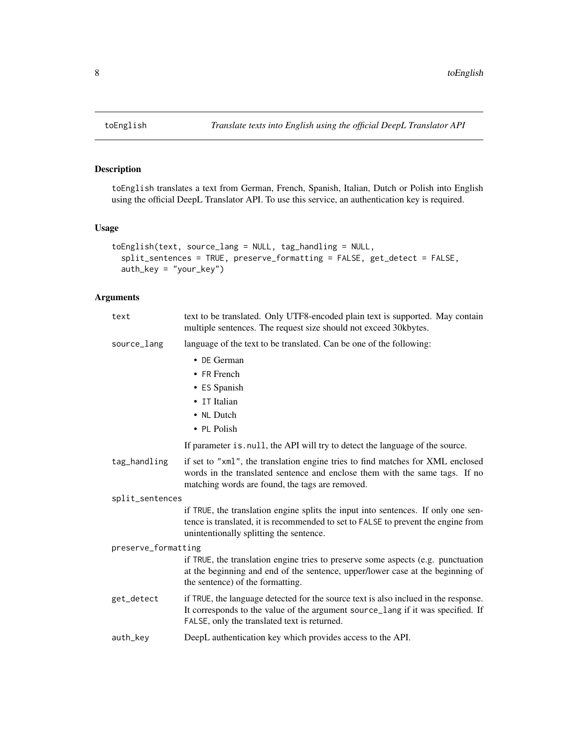## toEnglish — *Translate texts into English using the official DeepL Translator API*

### Description

`toEnglish` translates a text from German, French, Spanish, Italian, Dutch or Polish into English using the official DeepL Translator API. To use this service, an authentication key is required.

### Usage

```
toEnglish(text, source_lang = NULL, tag_handling = NULL,
  split_sentences = TRUE, preserve_formatting = FALSE, get_detect = FALSE,
  auth_key = "your_key")
```

### Arguments

| Argument | Description |
| --- | --- |
| `text` | text to be translated. Only UTF8-encoded plain text is supported. May contain multiple sentences. The request size should not exceed 30kbytes. |
| `source_lang` | language of the text to be translated. Can be one of the following: <br>• `DE` German <br>• `FR` French <br>• `ES` Spanish <br>• `IT` Italian <br>• `NL` Dutch <br>• `PL` Polish <br><br>If parameter `is.null`, the API will try to detect the language of the source. |
| `tag_handling` | if set to `"xml"`, the translation engine tries to find matches for XML enclosed words in the translated sentence and enclose them with the same tags. If no matching words are found, the tags are removed. |
| `split_sentences` | if `TRUE`, the translation engine splits the input into sentences. If only one sentence is translated, it is recommended to set to `FALSE` to prevent the engine from unintentionally splitting the sentence. |
| `preserve_formatting` | if `TRUE`, the translation engine tries to preserve some aspects (e.g. punctuation at the beginning and end of the sentence, upper/lower case at the beginning of the sentence) of the formatting. |
| `get_detect` | if `TRUE`, the language detected for the source text is also inclued in the response. It corresponds to the value of the argument `source_lang` if it was specified. If `FALSE`, only the translated text is returned. |
| `auth_key` | DeepL authentication key which provides access to the API. |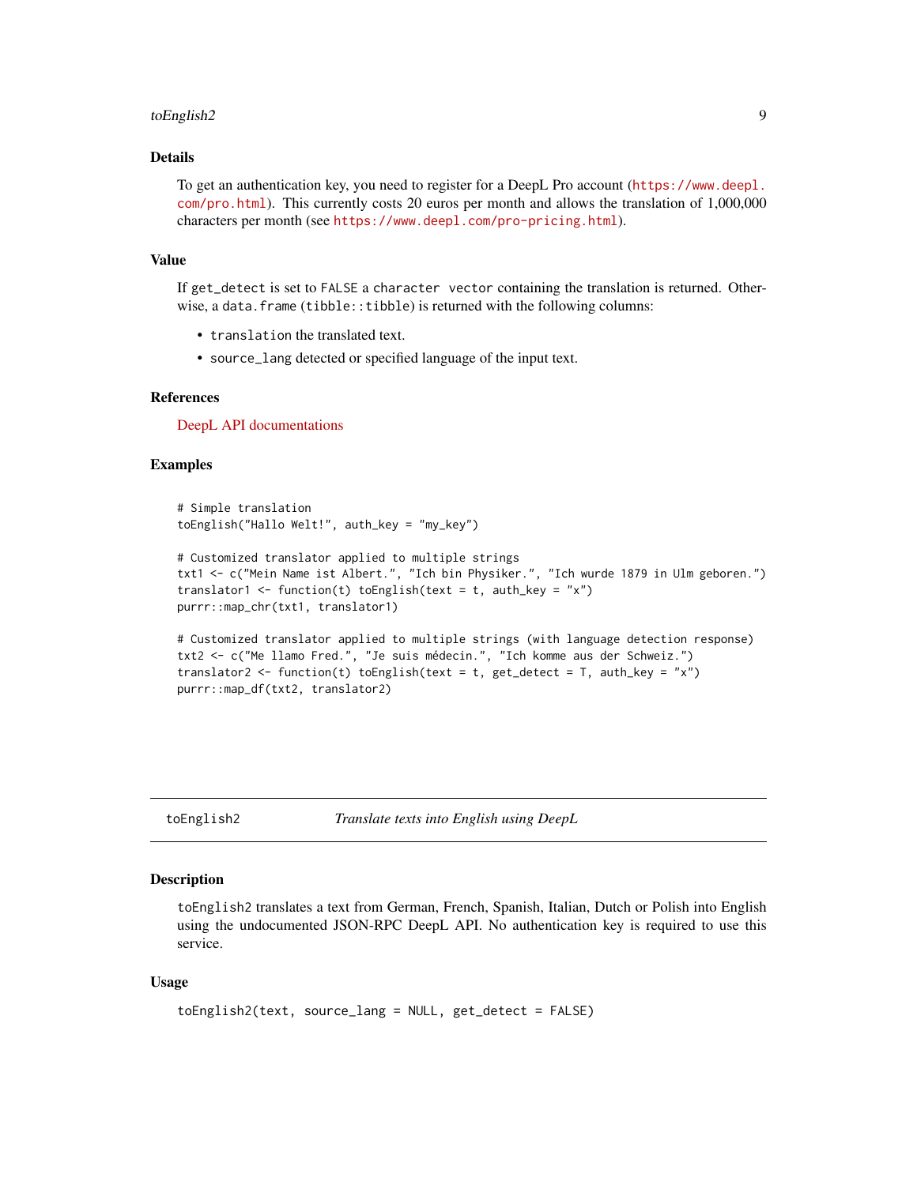### Details

To get an authentication key, you need to register for a DeepL Pro account (https://www.deepl.com/pro.html). This currently costs 20 euros per month and allows the translation of 1,000,000 characters per month (see https://www.deepl.com/pro-pricing.html).

### Value

If `get_detect` is set to `FALSE` a `character vector` containing the translation is returned. Otherwise, a `data.frame` (`tibble::tibble`) is returned with the following columns:

- `translation` the translated text.
- `source_lang` detected or specified language of the input text.

### References

DeepL API documentations

### Examples

```
# Simple translation
toEnglish("Hallo Welt!", auth_key = "my_key")

# Customized translator applied to multiple strings
txt1 <- c("Mein Name ist Albert.", "Ich bin Physiker.", "Ich wurde 1879 in Ulm geboren.")
translator1 <- function(t) toEnglish(text = t, auth_key = "x")
purrr::map_chr(txt1, translator1)

# Customized translator applied to multiple strings (with language detection response)
txt2 <- c("Me llamo Fred.", "Je suis médecin.", "Ich komme aus der Schweiz.")
translator2 <- function(t) toEnglish(text = t, get_detect = T, auth_key = "x")
purrr::map_df(txt2, translator2)
```

---

## toEnglish2 — *Translate texts into English using DeepL*

### Description

`toEnglish2` translates a text from German, French, Spanish, Italian, Dutch or Polish into English using the undocumented JSON-RPC DeepL API. No authentication key is required to use this service.

### Usage

```
toEnglish2(text, source_lang = NULL, get_detect = FALSE)
```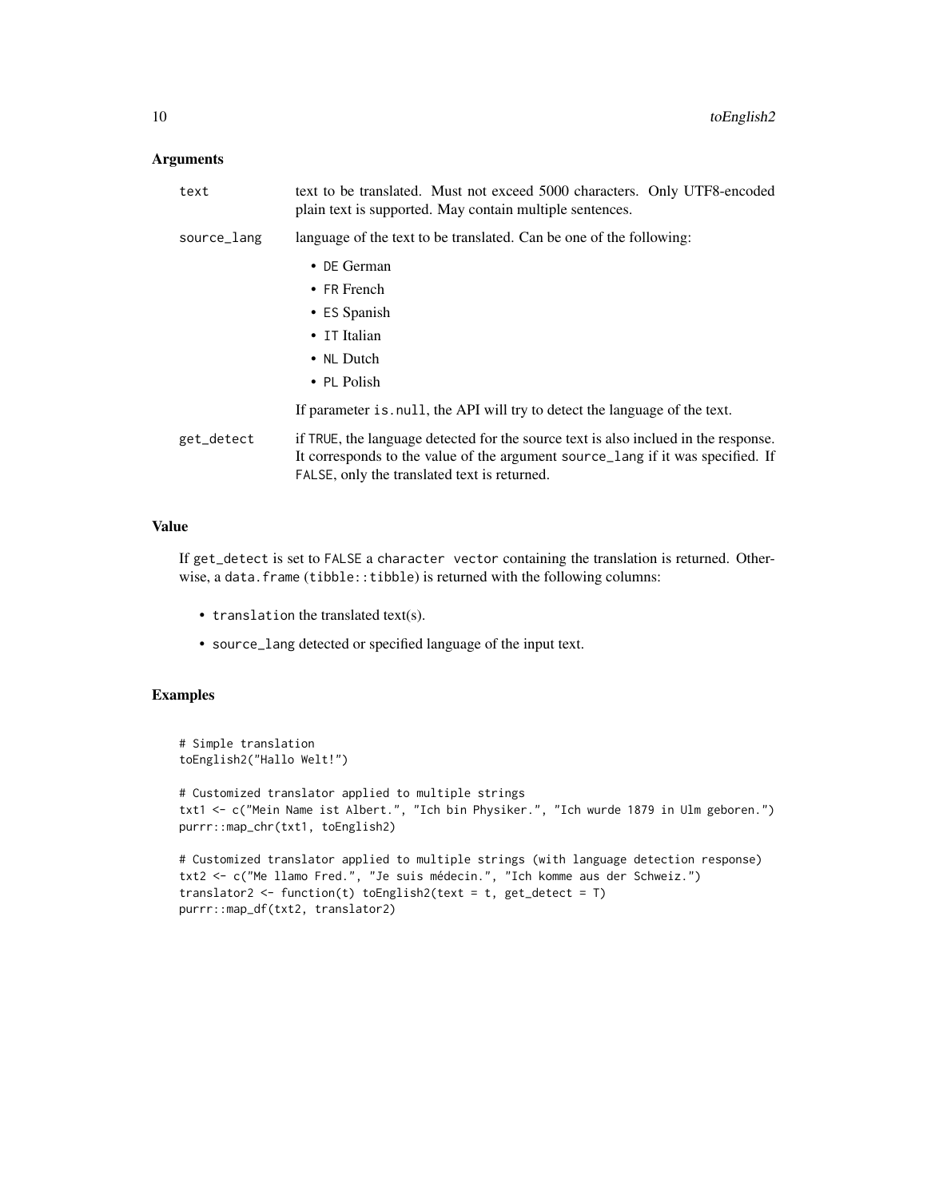## Arguments

`text` text to be translated. Must not exceed 5000 characters. Only UTF8-encoded plain text is supported. May contain multiple sentences.

`source_lang` language of the text to be translated. Can be one of the following:

- `DE` German
- `FR` French
- `ES` Spanish
- `IT` Italian
- `NL` Dutch
- `PL` Polish

If parameter `is.null`, the API will try to detect the language of the text.

`get_detect` if `TRUE`, the language detected for the source text is also inclued in the response. It corresponds to the value of the argument `source_lang` if it was specified. If `FALSE`, only the translated text is returned.

## Value

If `get_detect` is set to `FALSE` a `character vector` containing the translation is returned. Otherwise, a `data.frame` (`tibble::tibble`) is returned with the following columns:

- `translation` the translated text(s).
- `source_lang` detected or specified language of the input text.

## Examples

```
# Simple translation
toEnglish2("Hallo Welt!")

# Customized translator applied to multiple strings
txt1 <- c("Mein Name ist Albert.", "Ich bin Physiker.", "Ich wurde 1879 in Ulm geboren.")
purrr::map_chr(txt1, toEnglish2)

# Customized translator applied to multiple strings (with language detection response)
txt2 <- c("Me llamo Fred.", "Je suis médecin.", "Ich komme aus der Schweiz.")
translator2 <- function(t) toEnglish2(text = t, get_detect = T)
purrr::map_df(txt2, translator2)
```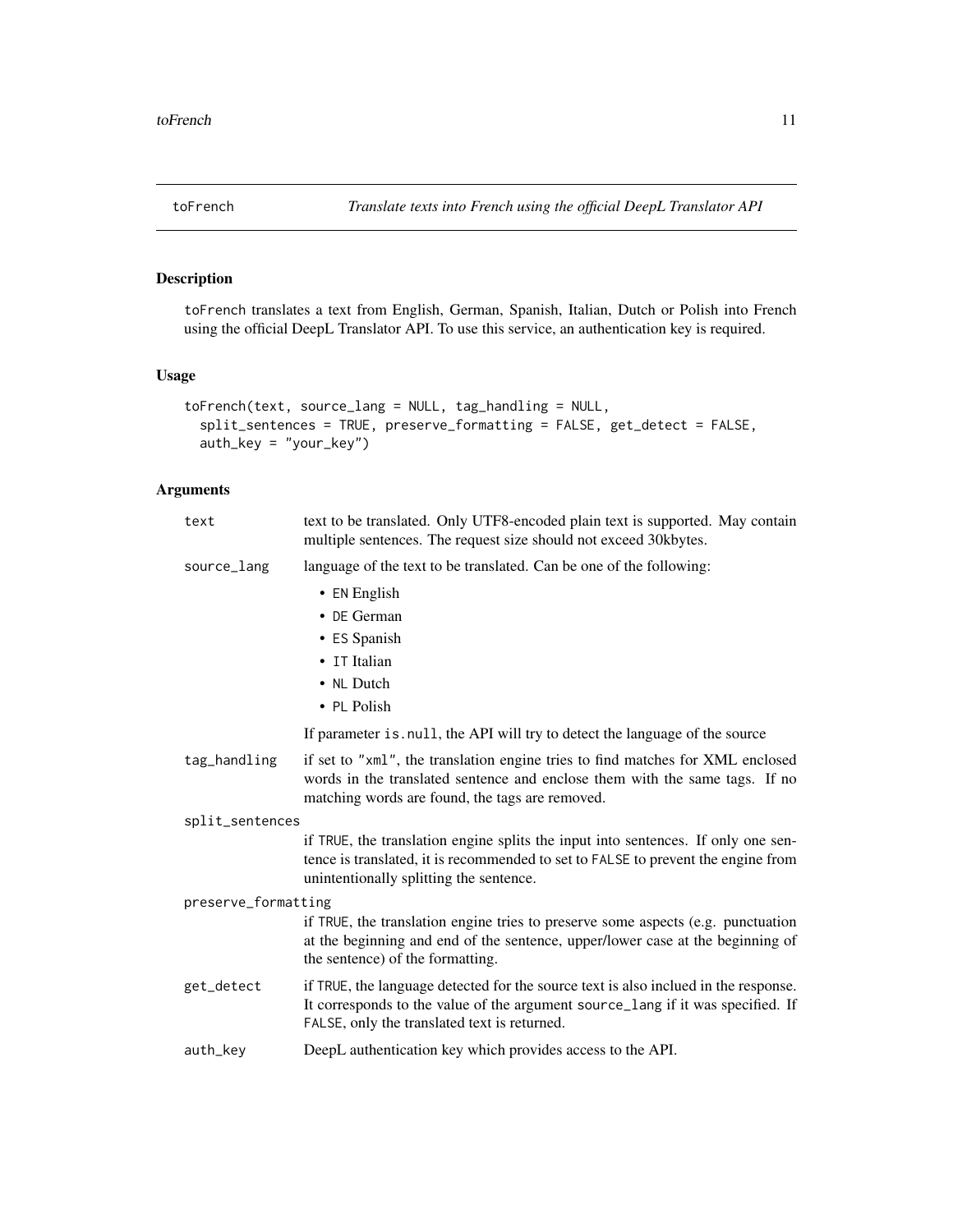## toFrench — *Translate texts into French using the official DeepL Translator API*

### Description

`toFrench` translates a text from English, German, Spanish, Italian, Dutch or Polish into French using the official DeepL Translator API. To use this service, an authentication key is required.

### Usage

```
toFrench(text, source_lang = NULL, tag_handling = NULL,
  split_sentences = TRUE, preserve_formatting = FALSE, get_detect = FALSE,
  auth_key = "your_key")
```

### Arguments

- `text` — text to be translated. Only UTF8-encoded plain text is supported. May contain multiple sentences. The request size should not exceed 30kbytes.
- `source_lang` — language of the text to be translated. Can be one of the following:
  - `EN` English
  - `DE` German
  - `ES` Spanish
  - `IT` Italian
  - `NL` Dutch
  - `PL` Polish

  If parameter `is.null`, the API will try to detect the language of the source
- `tag_handling` — if set to `"xml"`, the translation engine tries to find matches for XML enclosed words in the translated sentence and enclose them with the same tags. If no matching words are found, the tags are removed.
- `split_sentences` — if `TRUE`, the translation engine splits the input into sentences. If only one sentence is translated, it is recommended to set to `FALSE` to prevent the engine from unintentionally splitting the sentence.
- `preserve_formatting` — if `TRUE`, the translation engine tries to preserve some aspects (e.g. punctuation at the beginning and end of the sentence, upper/lower case at the beginning of the sentence) of the formatting.
- `get_detect` — if `TRUE`, the language detected for the source text is also inclued in the response. It corresponds to the value of the argument `source_lang` if it was specified. If `FALSE`, only the translated text is returned.
- `auth_key` — DeepL authentication key which provides access to the API.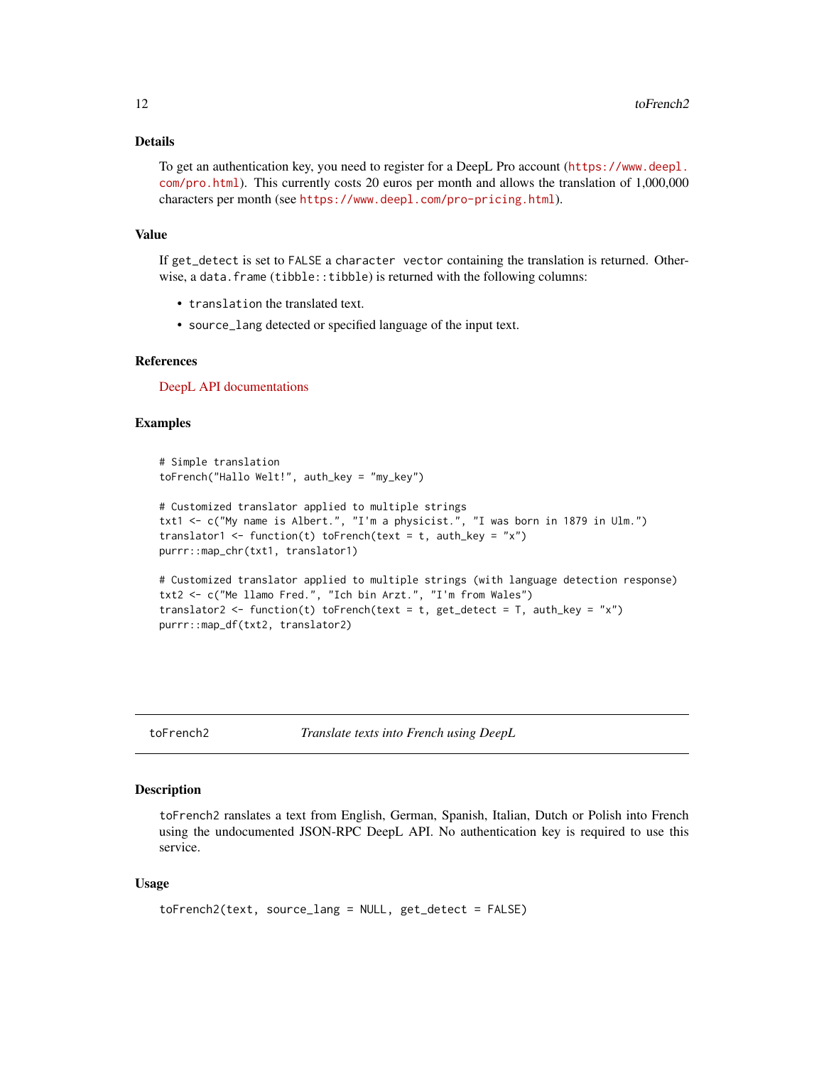### Details

To get an authentication key, you need to register for a DeepL Pro account (https://www.deepl.com/pro.html). This currently costs 20 euros per month and allows the translation of 1,000,000 characters per month (see https://www.deepl.com/pro-pricing.html).

### Value

If `get_detect` is set to `FALSE` a `character vector` containing the translation is returned. Otherwise, a `data.frame` (`tibble::tibble`) is returned with the following columns:

- `translation` the translated text.
- `source_lang` detected or specified language of the input text.

### References

DeepL API documentations

### Examples

```
# Simple translation
toFrench("Hallo Welt!", auth_key = "my_key")

# Customized translator applied to multiple strings
txt1 <- c("My name is Albert.", "I'm a physicist.", "I was born in 1879 in Ulm.")
translator1 <- function(t) toFrench(text = t, auth_key = "x")
purrr::map_chr(txt1, translator1)

# Customized translator applied to multiple strings (with language detection response)
txt2 <- c("Me llamo Fred.", "Ich bin Arzt.", "I'm from Wales")
translator2 <- function(t) toFrench(text = t, get_detect = T, auth_key = "x")
purrr::map_df(txt2, translator2)
```

---

## toFrench2 — *Translate texts into French using DeepL*

### Description

`toFrench2` ranslates a text from English, German, Spanish, Italian, Dutch or Polish into French using the undocumented JSON-RPC DeepL API. No authentication key is required to use this service.

### Usage

```
toFrench2(text, source_lang = NULL, get_detect = FALSE)
```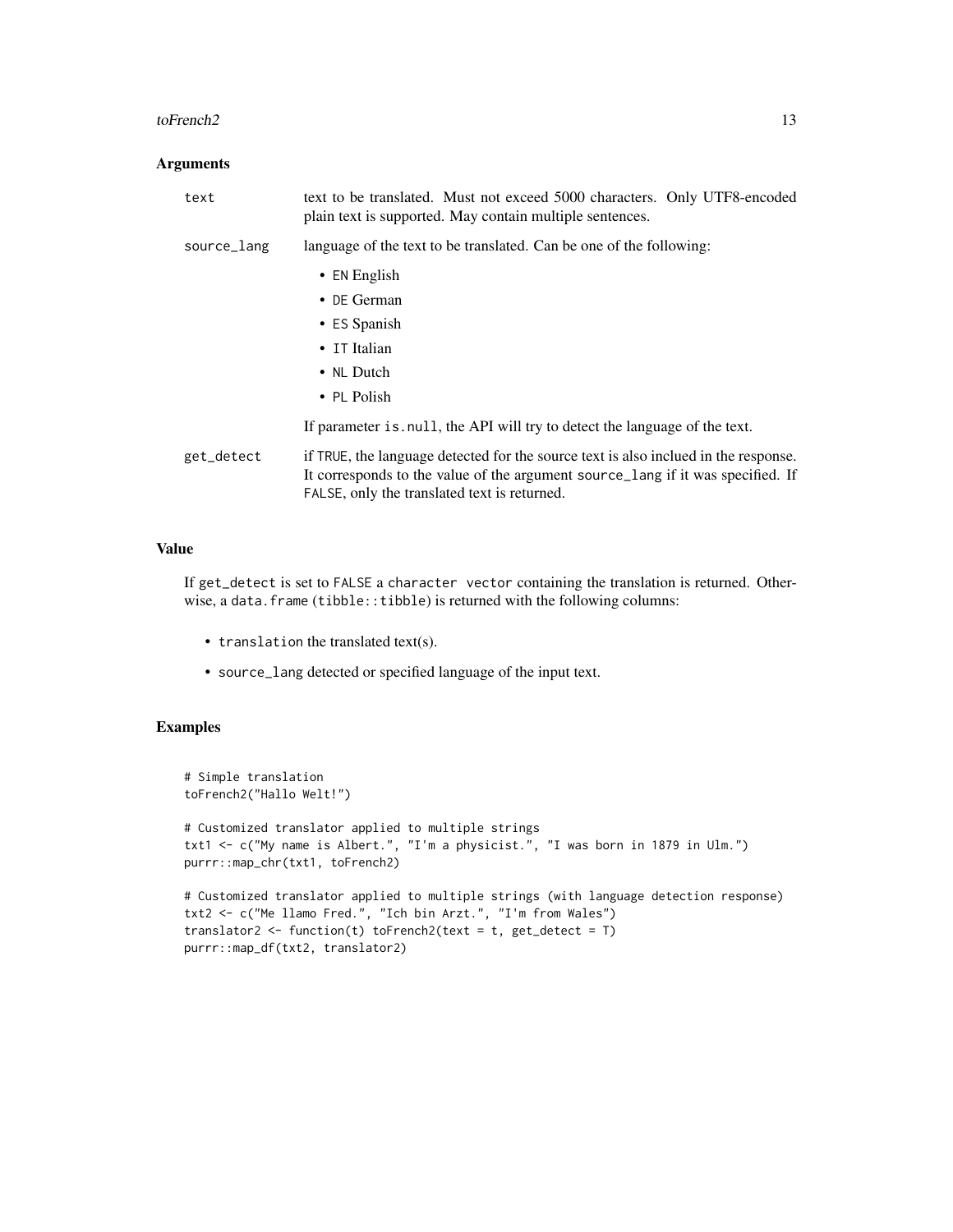## Arguments

**text**
text to be translated. Must not exceed 5000 characters. Only UTF8-encoded plain text is supported. May contain multiple sentences.

**source_lang**
language of the text to be translated. Can be one of the following:

- `EN` English
- `DE` German
- `ES` Spanish
- `IT` Italian
- `NL` Dutch
- `PL` Polish

If parameter `is.null`, the API will try to detect the language of the text.

**get_detect**
if `TRUE`, the language detected for the source text is also inclued in the response. It corresponds to the value of the argument `source_lang` if it was specified. If `FALSE`, only the translated text is returned.

## Value

If `get_detect` is set to `FALSE` a `character vector` containing the translation is returned. Otherwise, a `data.frame` (`tibble::tibble`) is returned with the following columns:

- `translation` the translated text(s).
- `source_lang` detected or specified language of the input text.

## Examples

```
# Simple translation
toFrench2("Hallo Welt!")

# Customized translator applied to multiple strings
txt1 <- c("My name is Albert.", "I'm a physicist.", "I was born in 1879 in Ulm.")
purrr::map_chr(txt1, toFrench2)

# Customized translator applied to multiple strings (with language detection response)
txt2 <- c("Me llamo Fred.", "Ich bin Arzt.", "I'm from Wales")
translator2 <- function(t) toFrench2(text = t, get_detect = T)
purrr::map_df(txt2, translator2)
```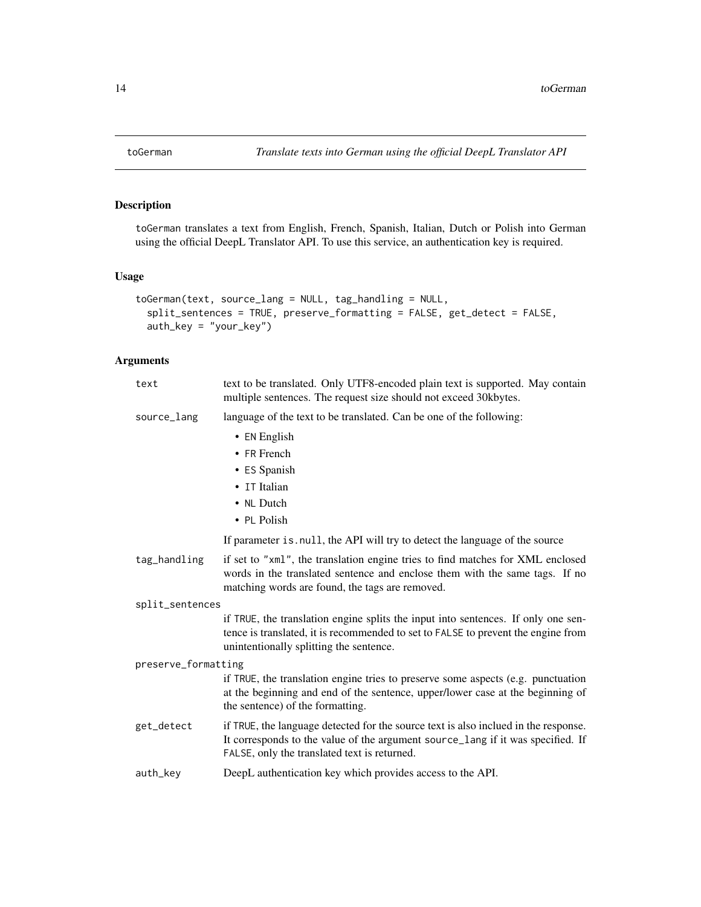# toGerman — *Translate texts into German using the official DeepL Translator API*

## Description

toGerman translates a text from English, French, Spanish, Italian, Dutch or Polish into German using the official DeepL Translator API. To use this service, an authentication key is required.

## Usage

```
toGerman(text, source_lang = NULL, tag_handling = NULL,
  split_sentences = TRUE, preserve_formatting = FALSE, get_detect = FALSE,
  auth_key = "your_key")
```

## Arguments

**text**
text to be translated. Only UTF8-encoded plain text is supported. May contain multiple sentences. The request size should not exceed 30kbytes.

**source_lang**
language of the text to be translated. Can be one of the following:

- EN English
- FR French
- ES Spanish
- IT Italian
- NL Dutch
- PL Polish

If parameter is.null, the API will try to detect the language of the source

**tag_handling**
if set to "xml", the translation engine tries to find matches for XML enclosed words in the translated sentence and enclose them with the same tags. If no matching words are found, the tags are removed.

**split_sentences**
if TRUE, the translation engine splits the input into sentences. If only one sentence is translated, it is recommended to set to FALSE to prevent the engine from unintentionally splitting the sentence.

**preserve_formatting**
if TRUE, the translation engine tries to preserve some aspects (e.g. punctuation at the beginning and end of the sentence, upper/lower case at the beginning of the sentence) of the formatting.

**get_detect**
if TRUE, the language detected for the source text is also inclued in the response. It corresponds to the value of the argument source_lang if it was specified. If FALSE, only the translated text is returned.

**auth_key**
DeepL authentication key which provides access to the API.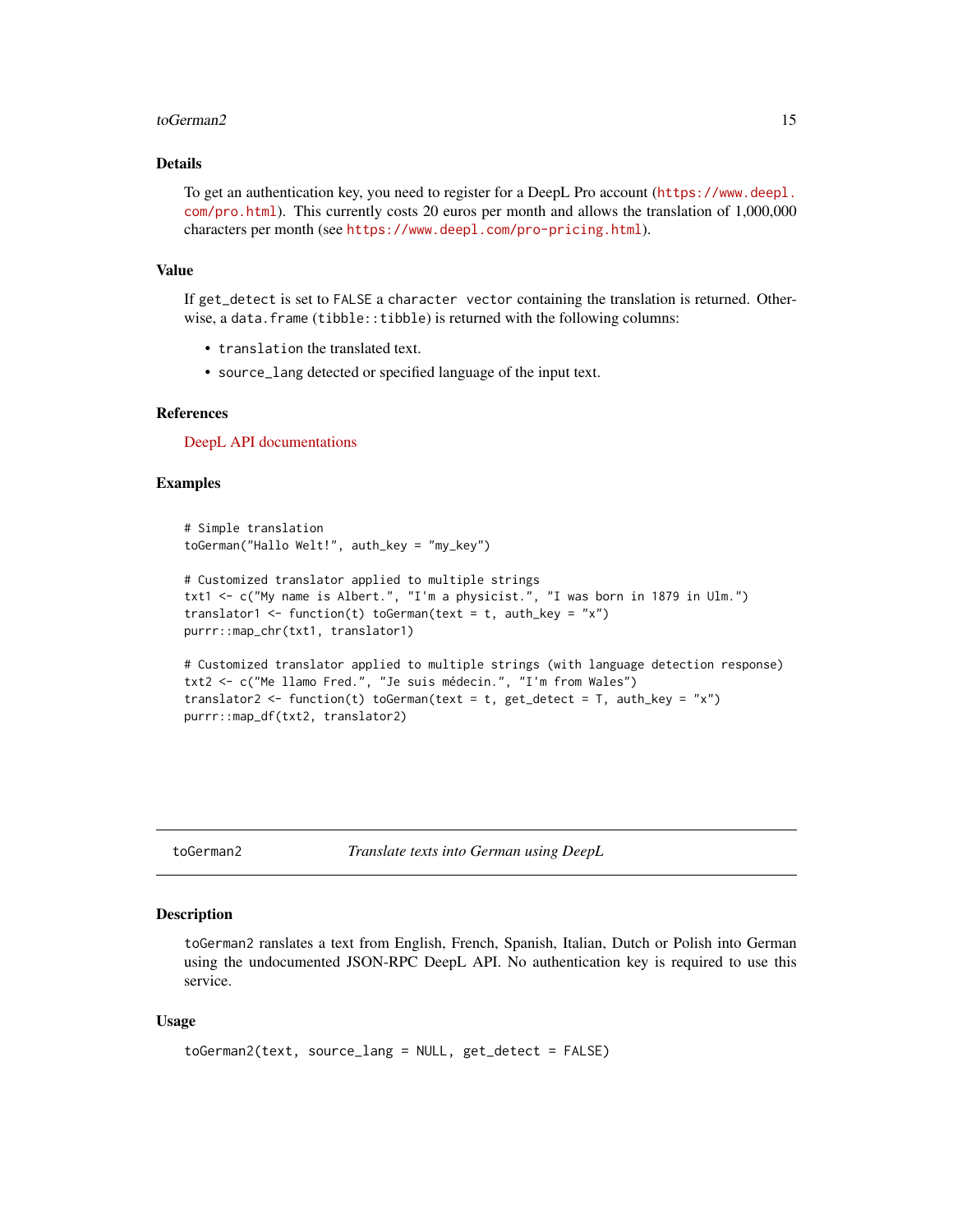## Details

To get an authentication key, you need to register for a DeepL Pro account (https://www.deepl.com/pro.html). This currently costs 20 euros per month and allows the translation of 1,000,000 characters per month (see https://www.deepl.com/pro-pricing.html).

## Value

If `get_detect` is set to `FALSE` a `character vector` containing the translation is returned. Otherwise, a `data.frame` (`tibble::tibble`) is returned with the following columns:

- `translation` the translated text.
- `source_lang` detected or specified language of the input text.

## References

DeepL API documentations

## Examples

```
# Simple translation
toGerman("Hallo Welt!", auth_key = "my_key")

# Customized translator applied to multiple strings
txt1 <- c("My name is Albert.", "I'm a physicist.", "I was born in 1879 in Ulm.")
translator1 <- function(t) toGerman(text = t, auth_key = "x")
purrr::map_chr(txt1, translator1)

# Customized translator applied to multiple strings (with language detection response)
txt2 <- c("Me llamo Fred.", "Je suis médecin.", "I'm from Wales")
translator2 <- function(t) toGerman(text = t, get_detect = T, auth_key = "x")
purrr::map_df(txt2, translator2)
```

---

# toGerman2 — *Translate texts into German using DeepL*

## Description

`toGerman2` ranslates a text from English, French, Spanish, Italian, Dutch or Polish into German using the undocumented JSON-RPC DeepL API. No authentication key is required to use this service.

## Usage

```
toGerman2(text, source_lang = NULL, get_detect = FALSE)
```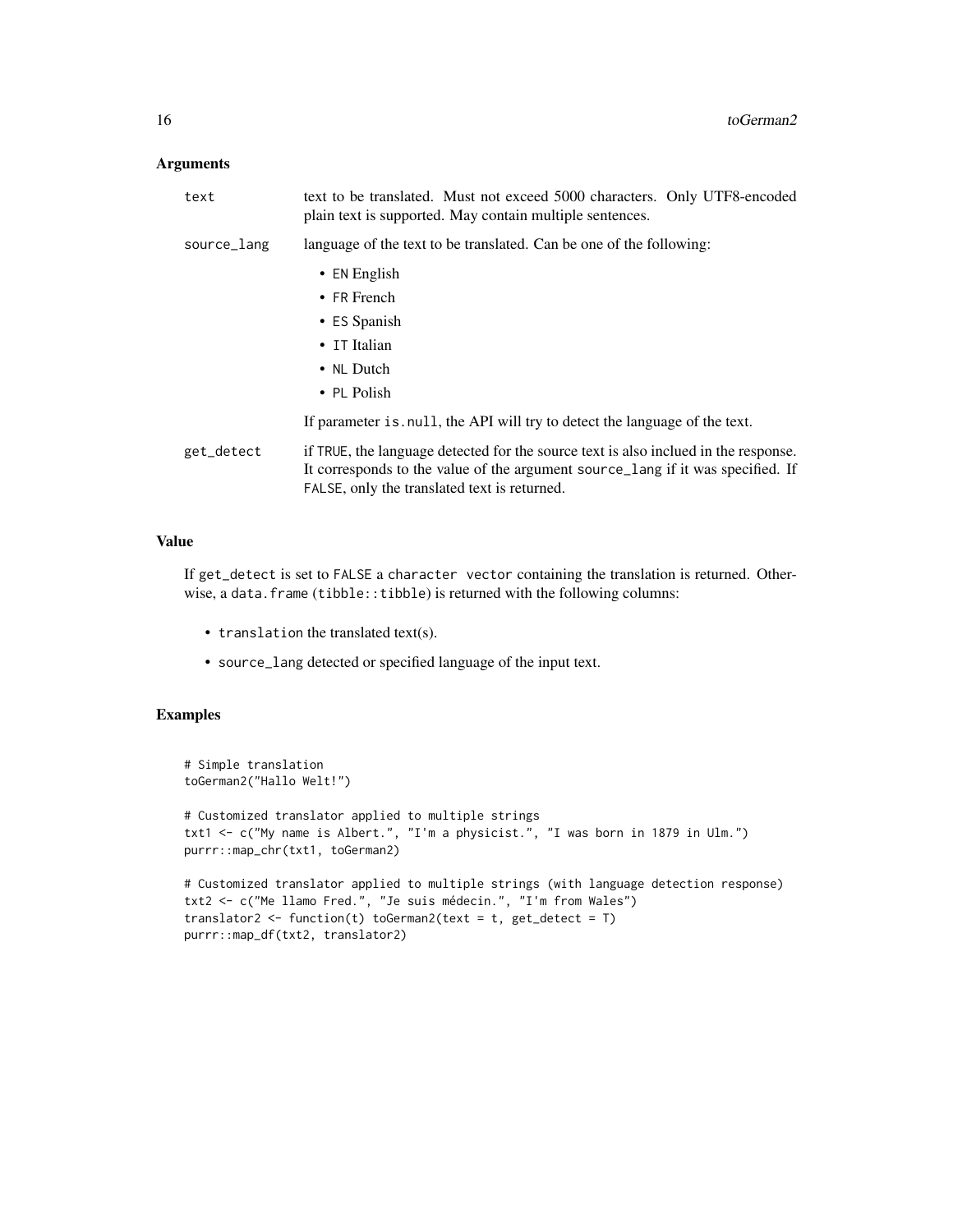## Arguments

`text` text to be translated. Must not exceed 5000 characters. Only UTF8-encoded plain text is supported. May contain multiple sentences.

`source_lang` language of the text to be translated. Can be one of the following:

- `EN` English
- `FR` French
- `ES` Spanish
- `IT` Italian
- `NL` Dutch
- `PL` Polish

If parameter `is.null`, the API will try to detect the language of the text.

`get_detect` if `TRUE`, the language detected for the source text is also inclued in the response. It corresponds to the value of the argument `source_lang` if it was specified. If `FALSE`, only the translated text is returned.

## Value

If `get_detect` is set to `FALSE` a `character vector` containing the translation is returned. Otherwise, a `data.frame` (`tibble::tibble`) is returned with the following columns:

- `translation` the translated text(s).
- `source_lang` detected or specified language of the input text.

## Examples

```
# Simple translation
toGerman2("Hallo Welt!")

# Customized translator applied to multiple strings
txt1 <- c("My name is Albert.", "I'm a physicist.", "I was born in 1879 in Ulm.")
purrr::map_chr(txt1, toGerman2)

# Customized translator applied to multiple strings (with language detection response)
txt2 <- c("Me llamo Fred.", "Je suis médecin.", "I'm from Wales")
translator2 <- function(t) toGerman2(text = t, get_detect = T)
purrr::map_df(txt2, translator2)
```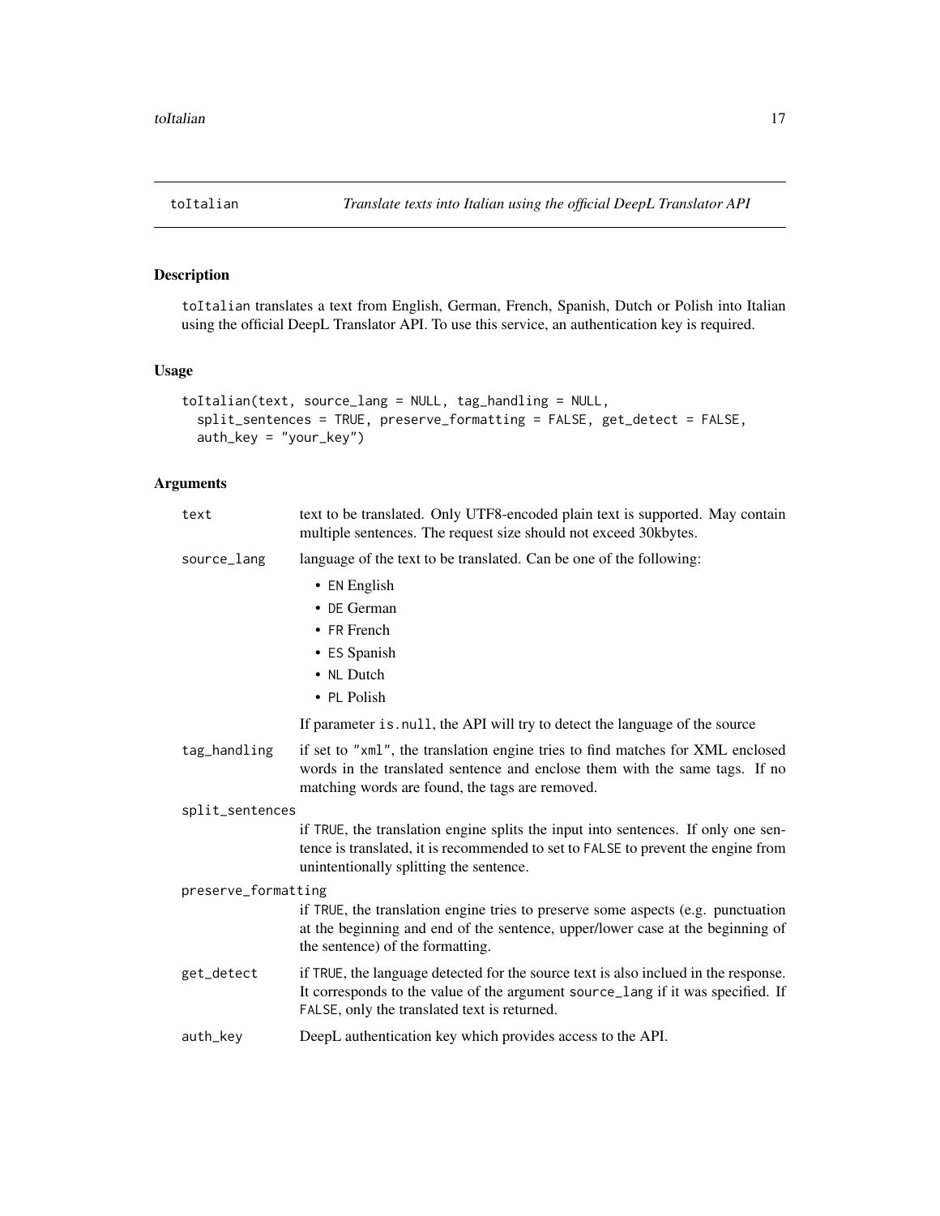## toItalian — *Translate texts into Italian using the official DeepL Translator API*

### Description

toItalian translates a text from English, German, French, Spanish, Dutch or Polish into Italian using the official DeepL Translator API. To use this service, an authentication key is required.

### Usage

```
toItalian(text, source_lang = NULL, tag_handling = NULL,
  split_sentences = TRUE, preserve_formatting = FALSE, get_detect = FALSE,
  auth_key = "your_key")
```

### Arguments

`text`
: text to be translated. Only UTF8-encoded plain text is supported. May contain multiple sentences. The request size should not exceed 30kbytes.

`source_lang`
: language of the text to be translated. Can be one of the following:
  - `EN` English
  - `DE` German
  - `FR` French
  - `ES` Spanish
  - `NL` Dutch
  - `PL` Polish

  If parameter `is.null`, the API will try to detect the language of the source

`tag_handling`
: if set to `"xml"`, the translation engine tries to find matches for XML enclosed words in the translated sentence and enclose them with the same tags. If no matching words are found, the tags are removed.

`split_sentences`
: if `TRUE`, the translation engine splits the input into sentences. If only one sentence is translated, it is recommended to set to `FALSE` to prevent the engine from unintentionally splitting the sentence.

`preserve_formatting`
: if `TRUE`, the translation engine tries to preserve some aspects (e.g. punctuation at the beginning and end of the sentence, upper/lower case at the beginning of the sentence) of the formatting.

`get_detect`
: if `TRUE`, the language detected for the source text is also inclued in the response. It corresponds to the value of the argument `source_lang` if it was specified. If `FALSE`, only the translated text is returned.

`auth_key`
: DeepL authentication key which provides access to the API.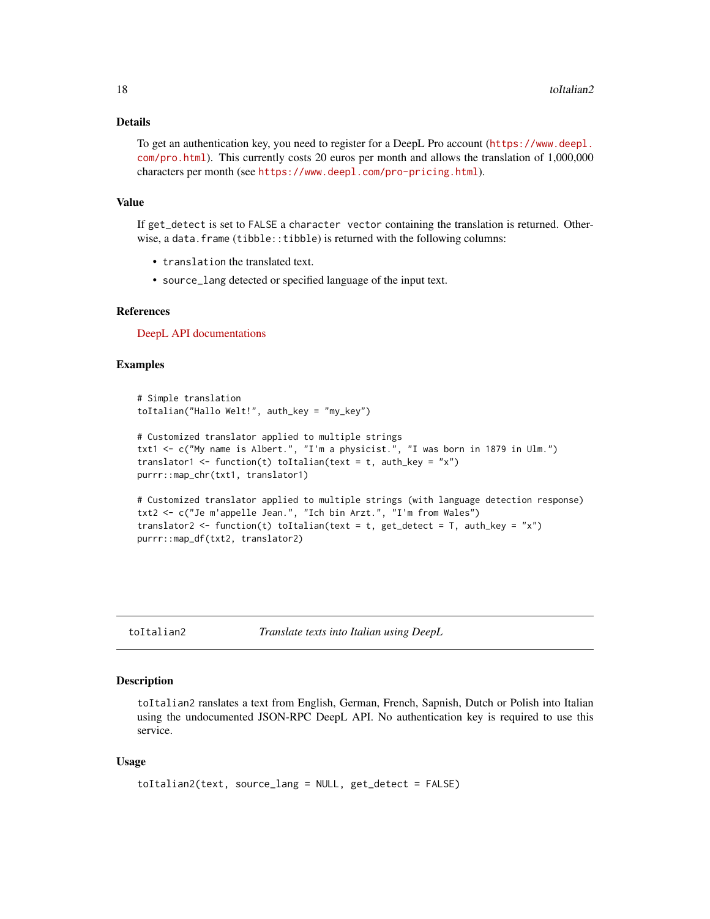### Details

To get an authentication key, you need to register for a DeepL Pro account (https://www.deepl.com/pro.html). This currently costs 20 euros per month and allows the translation of 1,000,000 characters per month (see https://www.deepl.com/pro-pricing.html).

### Value

If `get_detect` is set to `FALSE` a `character vector` containing the translation is returned. Otherwise, a `data.frame` (`tibble::tibble`) is returned with the following columns:

- `translation` the translated text.
- `source_lang` detected or specified language of the input text.

### References

DeepL API documentations

### Examples

```
# Simple translation
toItalian("Hallo Welt!", auth_key = "my_key")

# Customized translator applied to multiple strings
txt1 <- c("My name is Albert.", "I'm a physicist.", "I was born in 1879 in Ulm.")
translator1 <- function(t) toItalian(text = t, auth_key = "x")
purrr::map_chr(txt1, translator1)

# Customized translator applied to multiple strings (with language detection response)
txt2 <- c("Je m'appelle Jean.", "Ich bin Arzt.", "I'm from Wales")
translator2 <- function(t) toItalian(text = t, get_detect = T, auth_key = "x")
purrr::map_df(txt2, translator2)
```

---

## toItalian2 — *Translate texts into Italian using DeepL*

### Description

`toItalian2` ranslates a text from English, German, French, Sapnish, Dutch or Polish into Italian using the undocumented JSON-RPC DeepL API. No authentication key is required to use this service.

### Usage

```
toItalian2(text, source_lang = NULL, get_detect = FALSE)
```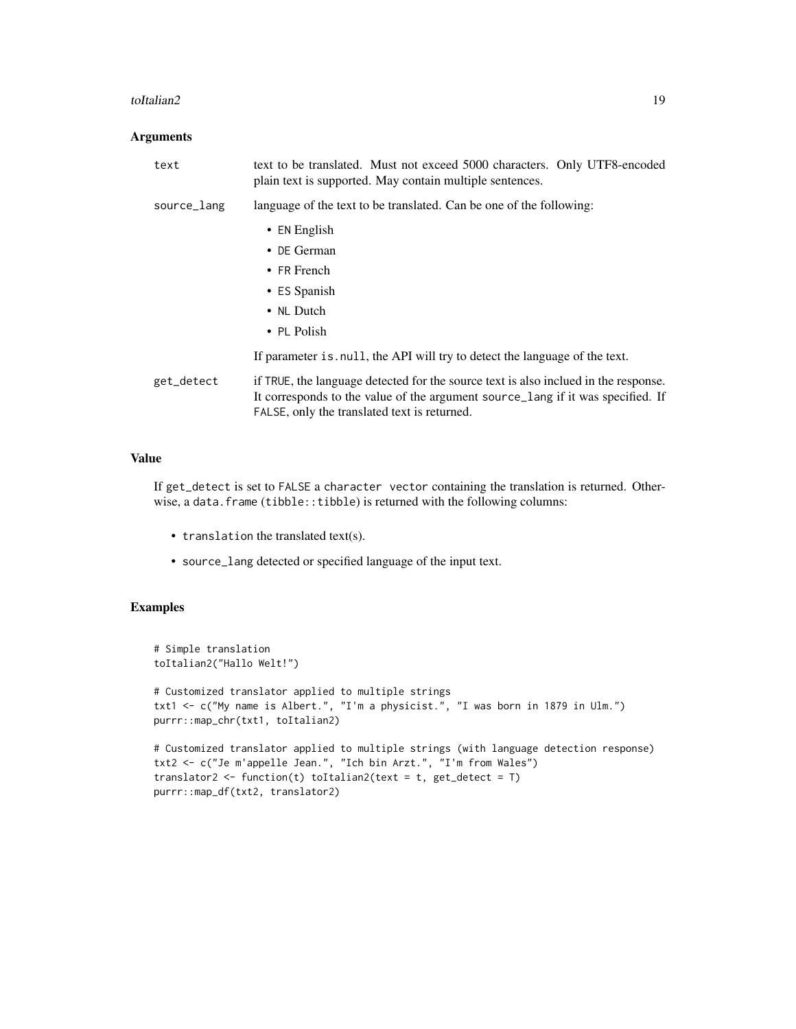## Arguments

text — text to be translated. Must not exceed 5000 characters. Only UTF8-encoded plain text is supported. May contain multiple sentences.

source_lang — language of the text to be translated. Can be one of the following:

- EN English
- DE German
- FR French
- ES Spanish
- NL Dutch
- PL Polish

If parameter is.null, the API will try to detect the language of the text.

get_detect — if TRUE, the language detected for the source text is also inclued in the response. It corresponds to the value of the argument source_lang if it was specified. If FALSE, only the translated text is returned.

## Value

If get_detect is set to FALSE a character vector containing the translation is returned. Otherwise, a data.frame (tibble::tibble) is returned with the following columns:

- translation the translated text(s).
- source_lang detected or specified language of the input text.

## Examples

```
# Simple translation
toItalian2("Hallo Welt!")

# Customized translator applied to multiple strings
txt1 <- c("My name is Albert.", "I'm a physicist.", "I was born in 1879 in Ulm.")
purrr::map_chr(txt1, toItalian2)

# Customized translator applied to multiple strings (with language detection response)
txt2 <- c("Je m'appelle Jean.", "Ich bin Arzt.", "I'm from Wales")
translator2 <- function(t) toItalian2(text = t, get_detect = T)
purrr::map_df(txt2, translator2)
```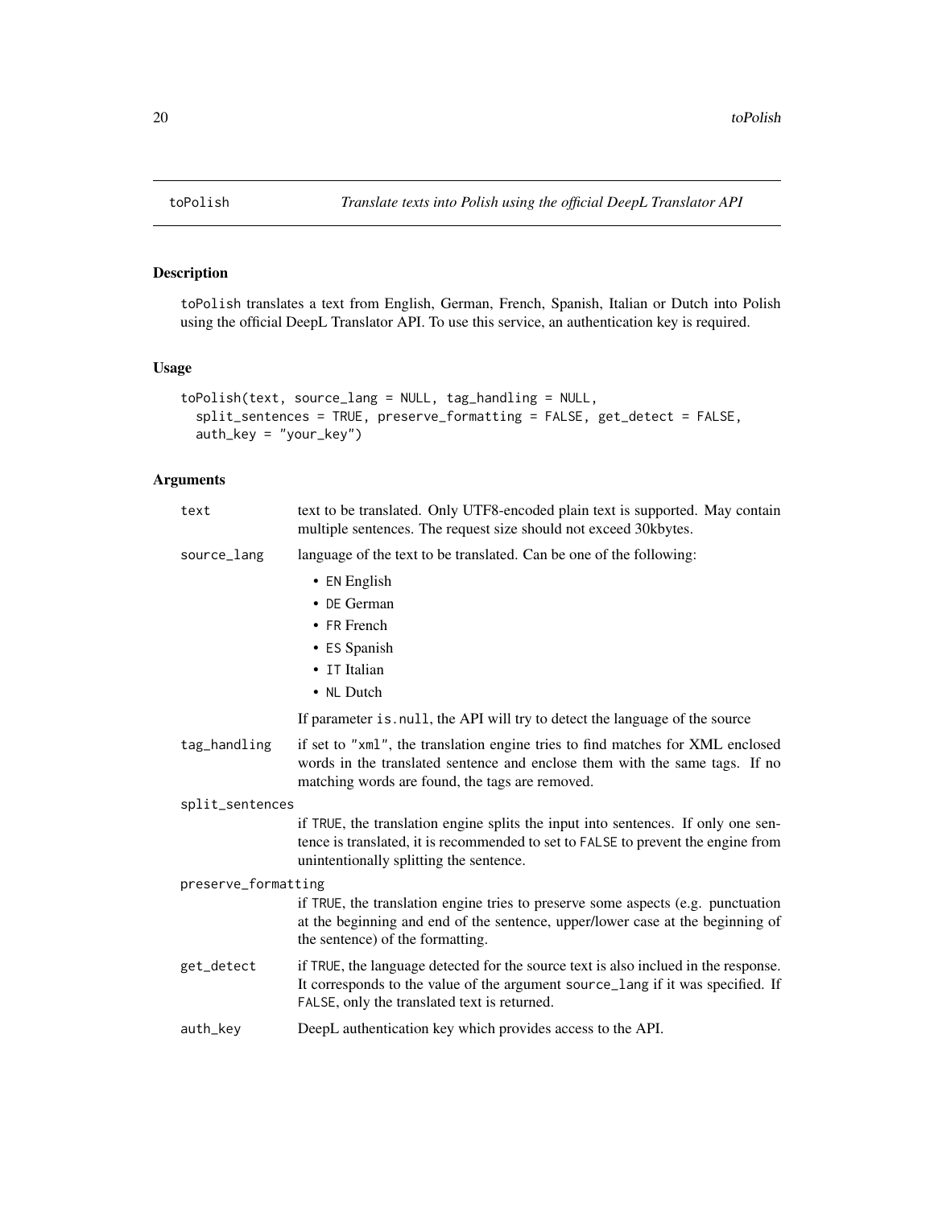# toPolish

*Translate texts into Polish using the official DeepL Translator API*

## Description

`toPolish` translates a text from English, German, French, Spanish, Italian or Dutch into Polish using the official DeepL Translator API. To use this service, an authentication key is required.

## Usage

```
toPolish(text, source_lang = NULL, tag_handling = NULL,
  split_sentences = TRUE, preserve_formatting = FALSE, get_detect = FALSE,
  auth_key = "your_key")
```

## Arguments

`text`
: text to be translated. Only UTF8-encoded plain text is supported. May contain multiple sentences. The request size should not exceed 30kbytes.

`source_lang`
: language of the text to be translated. Can be one of the following:

- `EN` English
- `DE` German
- `FR` French
- `ES` Spanish
- `IT` Italian
- `NL` Dutch

If parameter `is.null`, the API will try to detect the language of the source

`tag_handling`
: if set to `"xml"`, the translation engine tries to find matches for XML enclosed words in the translated sentence and enclose them with the same tags. If no matching words are found, the tags are removed.

`split_sentences`
: if `TRUE`, the translation engine splits the input into sentences. If only one sentence is translated, it is recommended to set to `FALSE` to prevent the engine from unintentionally splitting the sentence.

`preserve_formatting`
: if `TRUE`, the translation engine tries to preserve some aspects (e.g. punctuation at the beginning and end of the sentence, upper/lower case at the beginning of the sentence) of the formatting.

`get_detect`
: if `TRUE`, the language detected for the source text is also inclued in the response. It corresponds to the value of the argument `source_lang` if it was specified. If `FALSE`, only the translated text is returned.

`auth_key`
: DeepL authentication key which provides access to the API.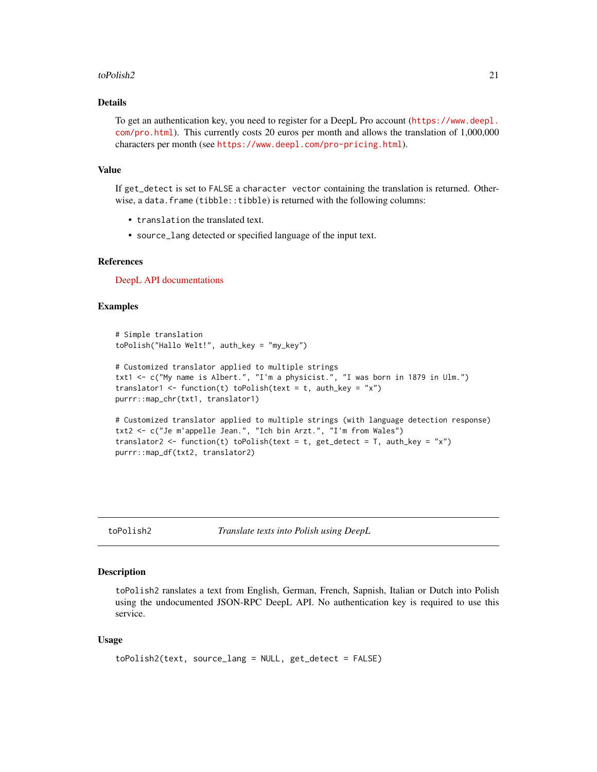### Details

To get an authentication key, you need to register for a DeepL Pro account (https://www.deepl.com/pro.html). This currently costs 20 euros per month and allows the translation of 1,000,000 characters per month (see https://www.deepl.com/pro-pricing.html).

### Value

If `get_detect` is set to `FALSE` a `character vector` containing the translation is returned. Otherwise, a `data.frame` (`tibble::tibble`) is returned with the following columns:

- `translation` the translated text.
- `source_lang` detected or specified language of the input text.

### References

DeepL API documentations

### Examples

```
# Simple translation
toPolish("Hallo Welt!", auth_key = "my_key")

# Customized translator applied to multiple strings
txt1 <- c("My name is Albert.", "I'm a physicist.", "I was born in 1879 in Ulm.")
translator1 <- function(t) toPolish(text = t, auth_key = "x")
purrr::map_chr(txt1, translator1)

# Customized translator applied to multiple strings (with language detection response)
txt2 <- c("Je m'appelle Jean.", "Ich bin Arzt.", "I'm from Wales")
translator2 <- function(t) toPolish(text = t, get_detect = T, auth_key = "x")
purrr::map_df(txt2, translator2)
```

---

## toPolish2 — *Translate texts into Polish using DeepL*

### Description

`toPolish2` ranslates a text from English, German, French, Sapnish, Italian or Dutch into Polish using the undocumented JSON-RPC DeepL API. No authentication key is required to use this service.

### Usage

```
toPolish2(text, source_lang = NULL, get_detect = FALSE)
```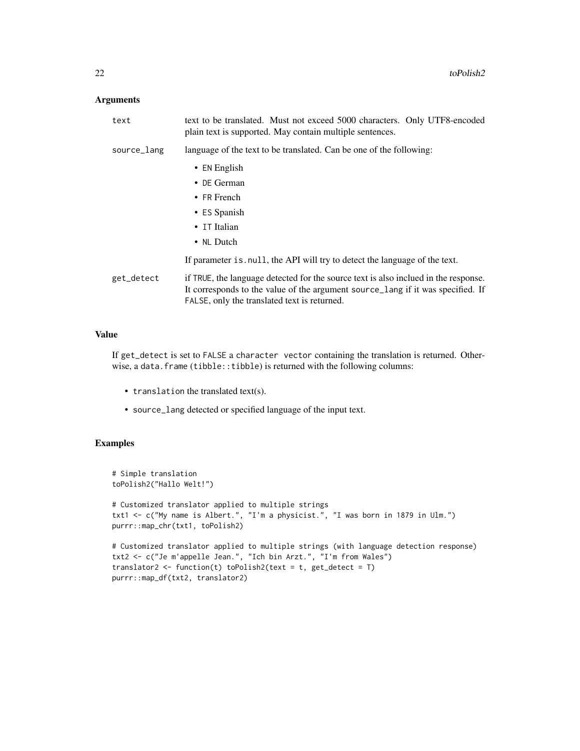## Arguments

**text** — text to be translated. Must not exceed 5000 characters. Only UTF8-encoded plain text is supported. May contain multiple sentences.

**source_lang** — language of the text to be translated. Can be one of the following:

- `EN` English
- `DE` German
- `FR` French
- `ES` Spanish
- `IT` Italian
- `NL` Dutch

If parameter `is.null`, the API will try to detect the language of the text.

**get_detect** — if `TRUE`, the language detected for the source text is also inclued in the response. It corresponds to the value of the argument `source_lang` if it was specified. If `FALSE`, only the translated text is returned.

## Value

If `get_detect` is set to `FALSE` a `character vector` containing the translation is returned. Otherwise, a `data.frame` (`tibble::tibble`) is returned with the following columns:

- `translation` the translated text(s).
- `source_lang` detected or specified language of the input text.

## Examples

```
# Simple translation
toPolish2("Hallo Welt!")

# Customized translator applied to multiple strings
txt1 <- c("My name is Albert.", "I'm a physicist.", "I was born in 1879 in Ulm.")
purrr::map_chr(txt1, toPolish2)

# Customized translator applied to multiple strings (with language detection response)
txt2 <- c("Je m'appelle Jean.", "Ich bin Arzt.", "I'm from Wales")
translator2 <- function(t) toPolish2(text = t, get_detect = T)
purrr::map_df(txt2, translator2)
```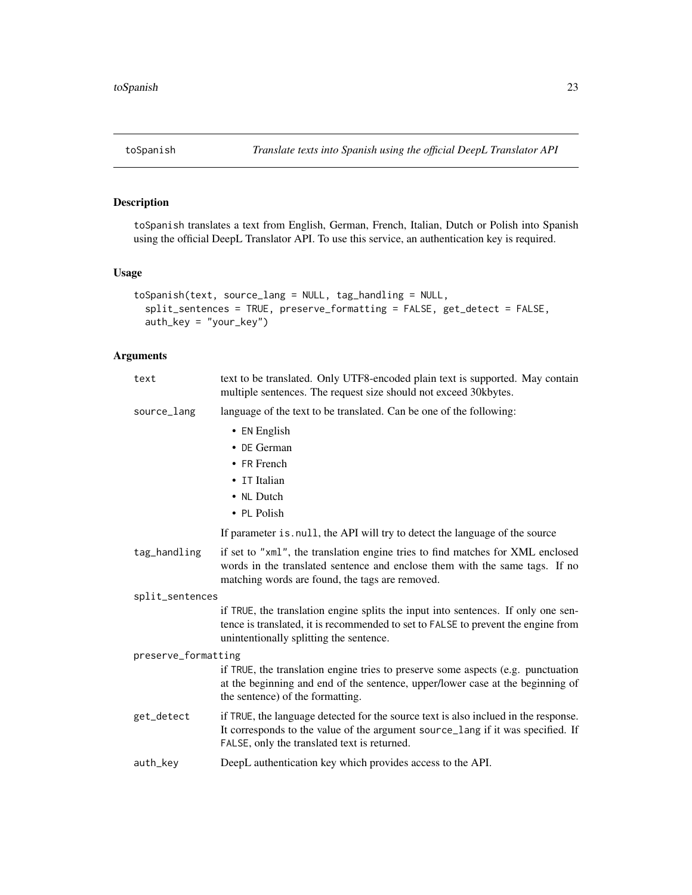## toSpanish — *Translate texts into Spanish using the official DeepL Translator API*

### Description

`toSpanish` translates a text from English, German, French, Italian, Dutch or Polish into Spanish using the official DeepL Translator API. To use this service, an authentication key is required.

### Usage

```
toSpanish(text, source_lang = NULL, tag_handling = NULL,
  split_sentences = TRUE, preserve_formatting = FALSE, get_detect = FALSE,
  auth_key = "your_key")
```

### Arguments

`text`
: text to be translated. Only UTF8-encoded plain text is supported. May contain multiple sentences. The request size should not exceed 30kbytes.

`source_lang`
: language of the text to be translated. Can be one of the following:

  - `EN` English
  - `DE` German
  - `FR` French
  - `IT` Italian
  - `NL` Dutch
  - `PL` Polish

  If parameter `is.null`, the API will try to detect the language of the source

`tag_handling`
: if set to `"xml"`, the translation engine tries to find matches for XML enclosed words in the translated sentence and enclose them with the same tags. If no matching words are found, the tags are removed.

`split_sentences`
: if `TRUE`, the translation engine splits the input into sentences. If only one sentence is translated, it is recommended to set to `FALSE` to prevent the engine from unintentionally splitting the sentence.

`preserve_formatting`
: if `TRUE`, the translation engine tries to preserve some aspects (e.g. punctuation at the beginning and end of the sentence, upper/lower case at the beginning of the sentence) of the formatting.

`get_detect`
: if `TRUE`, the language detected for the source text is also inclued in the response. It corresponds to the value of the argument `source_lang` if it was specified. If `FALSE`, only the translated text is returned.

`auth_key`
: DeepL authentication key which provides access to the API.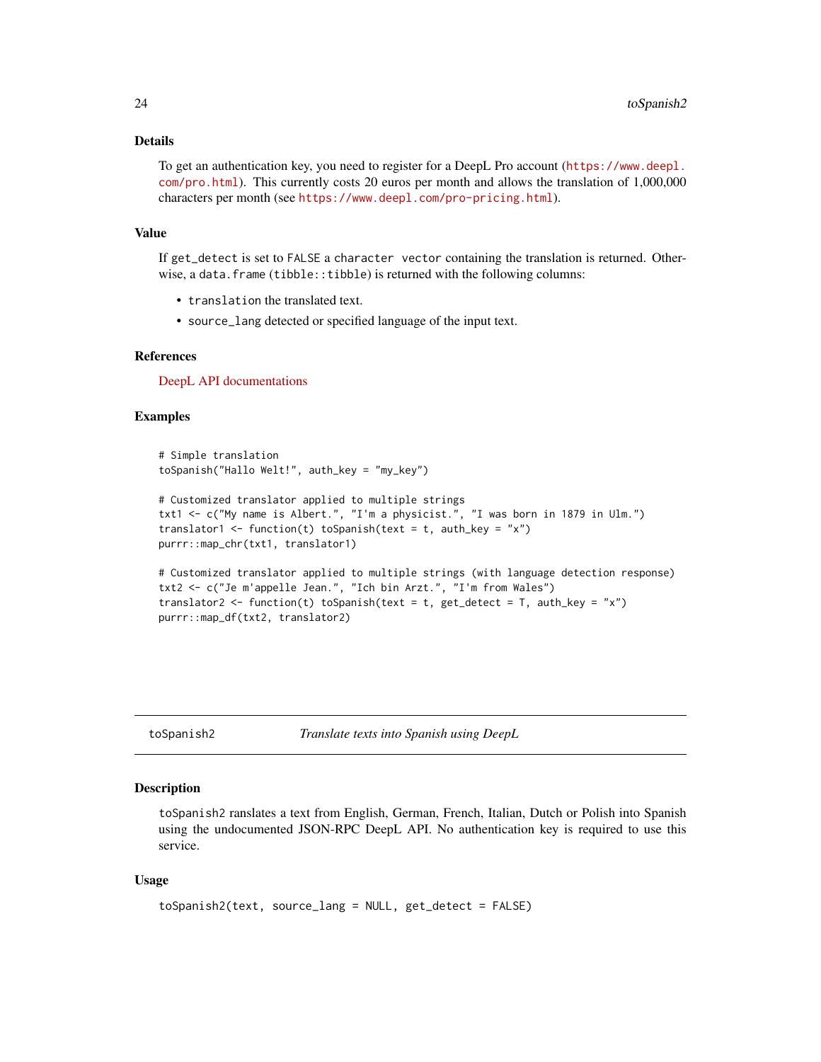### Details

To get an authentication key, you need to register for a DeepL Pro account (https://www.deepl.com/pro.html). This currently costs 20 euros per month and allows the translation of 1,000,000 characters per month (see https://www.deepl.com/pro-pricing.html).

### Value

If `get_detect` is set to `FALSE` a `character vector` containing the translation is returned. Otherwise, a `data.frame` (`tibble::tibble`) is returned with the following columns:

- `translation` the translated text.
- `source_lang` detected or specified language of the input text.

### References

DeepL API documentations

### Examples

```
# Simple translation
toSpanish("Hallo Welt!", auth_key = "my_key")

# Customized translator applied to multiple strings
txt1 <- c("My name is Albert.", "I'm a physicist.", "I was born in 1879 in Ulm.")
translator1 <- function(t) toSpanish(text = t, auth_key = "x")
purrr::map_chr(txt1, translator1)

# Customized translator applied to multiple strings (with language detection response)
txt2 <- c("Je m'appelle Jean.", "Ich bin Arzt.", "I'm from Wales")
translator2 <- function(t) toSpanish(text = t, get_detect = T, auth_key = "x")
purrr::map_df(txt2, translator2)
```

---

## toSpanish2 — *Translate texts into Spanish using DeepL*

### Description

`toSpanish2` ranslates a text from English, German, French, Italian, Dutch or Polish into Spanish using the undocumented JSON-RPC DeepL API. No authentication key is required to use this service.

### Usage

```
toSpanish2(text, source_lang = NULL, get_detect = FALSE)
```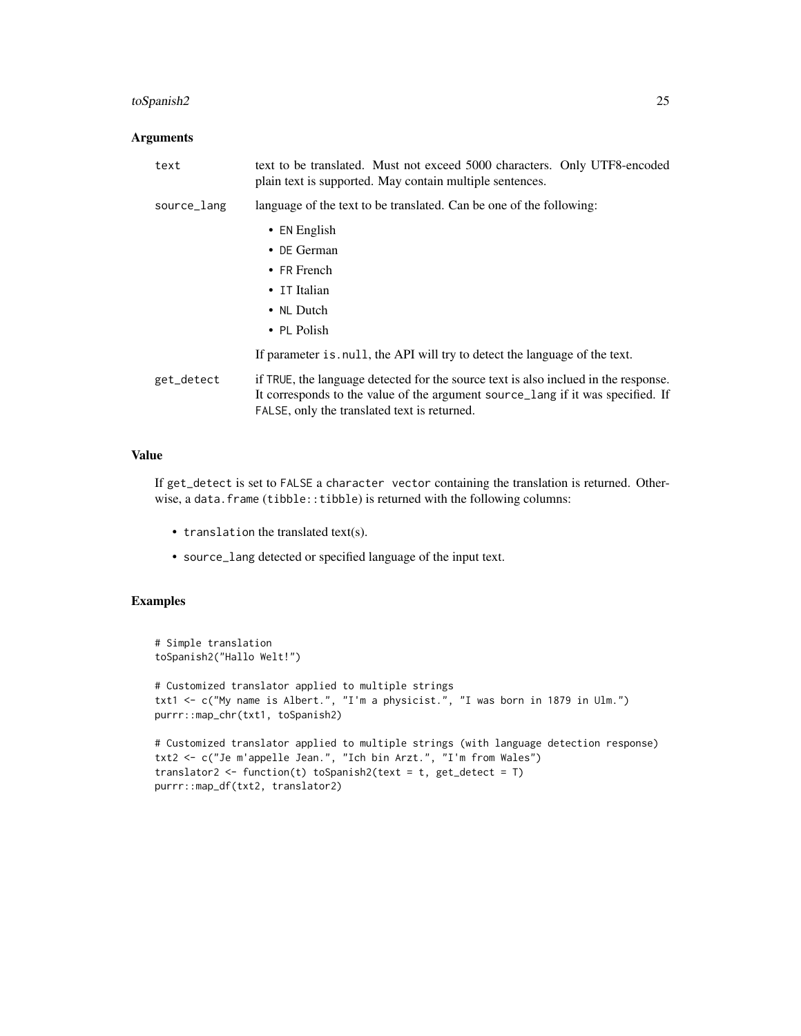### Arguments

- `text` — text to be translated. Must not exceed 5000 characters. Only UTF8-encoded plain text is supported. May contain multiple sentences.
- `source_lang` — language of the text to be translated. Can be one of the following:
  - `EN` English
  - `DE` German
  - `FR` French
  - `IT` Italian
  - `NL` Dutch
  - `PL` Polish

  If parameter `is.null`, the API will try to detect the language of the text.
- `get_detect` — if `TRUE`, the language detected for the source text is also inclued in the response. It corresponds to the value of the argument `source_lang` if it was specified. If `FALSE`, only the translated text is returned.

### Value

If `get_detect` is set to `FALSE` a `character vector` containing the translation is returned. Otherwise, a `data.frame` (`tibble::tibble`) is returned with the following columns:

- `translation` the translated text(s).
- `source_lang` detected or specified language of the input text.

### Examples

```
# Simple translation
toSpanish2("Hallo Welt!")

# Customized translator applied to multiple strings
txt1 <- c("My name is Albert.", "I'm a physicist.", "I was born in 1879 in Ulm.")
purrr::map_chr(txt1, toSpanish2)

# Customized translator applied to multiple strings (with language detection response)
txt2 <- c("Je m'appelle Jean.", "Ich bin Arzt.", "I'm from Wales")
translator2 <- function(t) toSpanish2(text = t, get_detect = T)
purrr::map_df(txt2, translator2)
```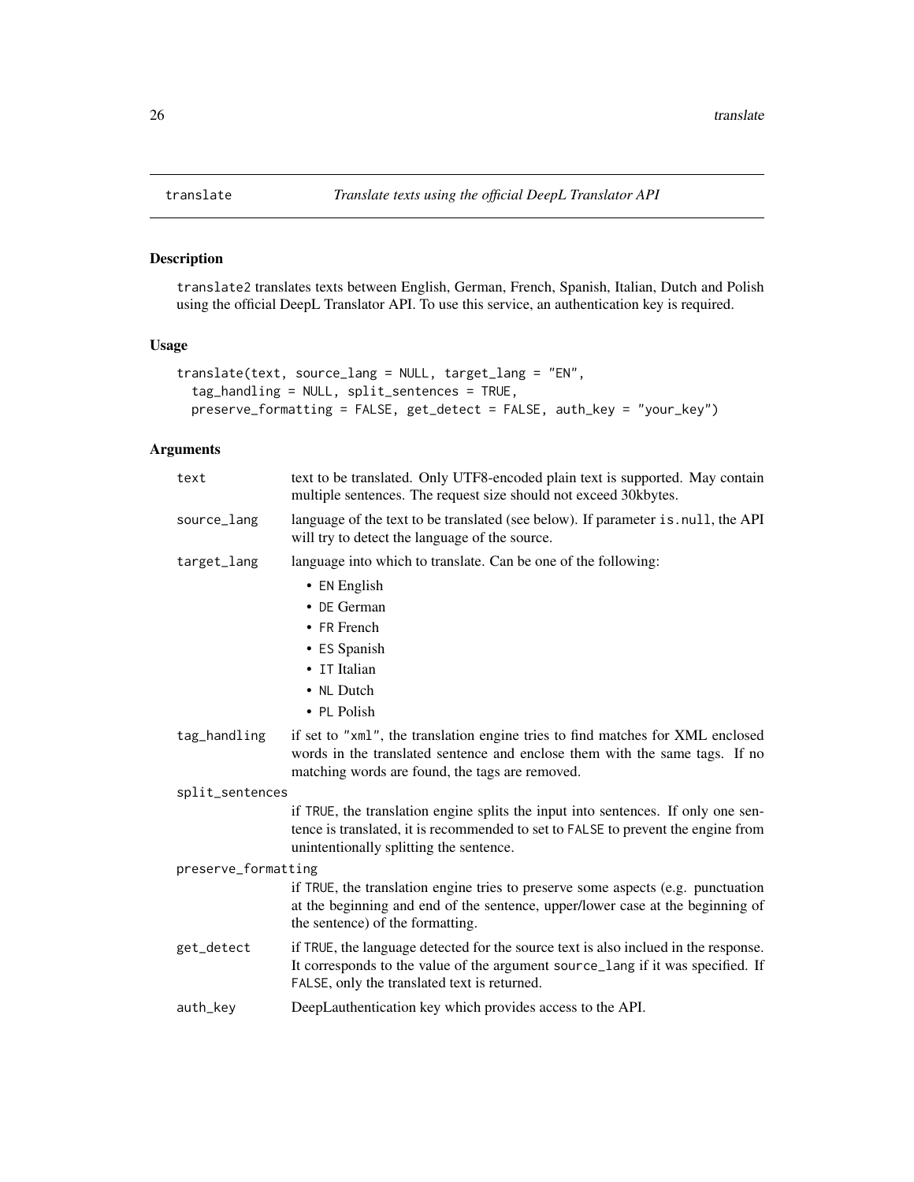## translate — *Translate texts using the official DeepL Translator API*

### Description

translate2 translates texts between English, German, French, Spanish, Italian, Dutch and Polish using the official DeepL Translator API. To use this service, an authentication key is required.

### Usage

```
translate(text, source_lang = NULL, target_lang = "EN",
  tag_handling = NULL, split_sentences = TRUE,
  preserve_formatting = FALSE, get_detect = FALSE, auth_key = "your_key")
```

### Arguments

| Argument | Description |
| --- | --- |
| text | text to be translated. Only UTF8-encoded plain text is supported. May contain multiple sentences. The request size should not exceed 30kbytes. |
| source_lang | language of the text to be translated (see below). If parameter is.null, the API will try to detect the language of the source. |
| target_lang | language into which to translate. Can be one of the following: <br>• EN English <br>• DE German <br>• FR French <br>• ES Spanish <br>• IT Italian <br>• NL Dutch <br>• PL Polish |
| tag_handling | if set to "xml", the translation engine tries to find matches for XML enclosed words in the translated sentence and enclose them with the same tags. If no matching words are found, the tags are removed. |
| split_sentences | if TRUE, the translation engine splits the input into sentences. If only one sentence is translated, it is recommended to set to FALSE to prevent the engine from unintentionally splitting the sentence. |
| preserve_formatting | if TRUE, the translation engine tries to preserve some aspects (e.g. punctuation at the beginning and end of the sentence, upper/lower case at the beginning of the sentence) of the formatting. |
| get_detect | if TRUE, the language detected for the source text is also inclued in the response. It corresponds to the value of the argument source_lang if it was specified. If FALSE, only the translated text is returned. |
| auth_key | DeepLauthentication key which provides access to the API. |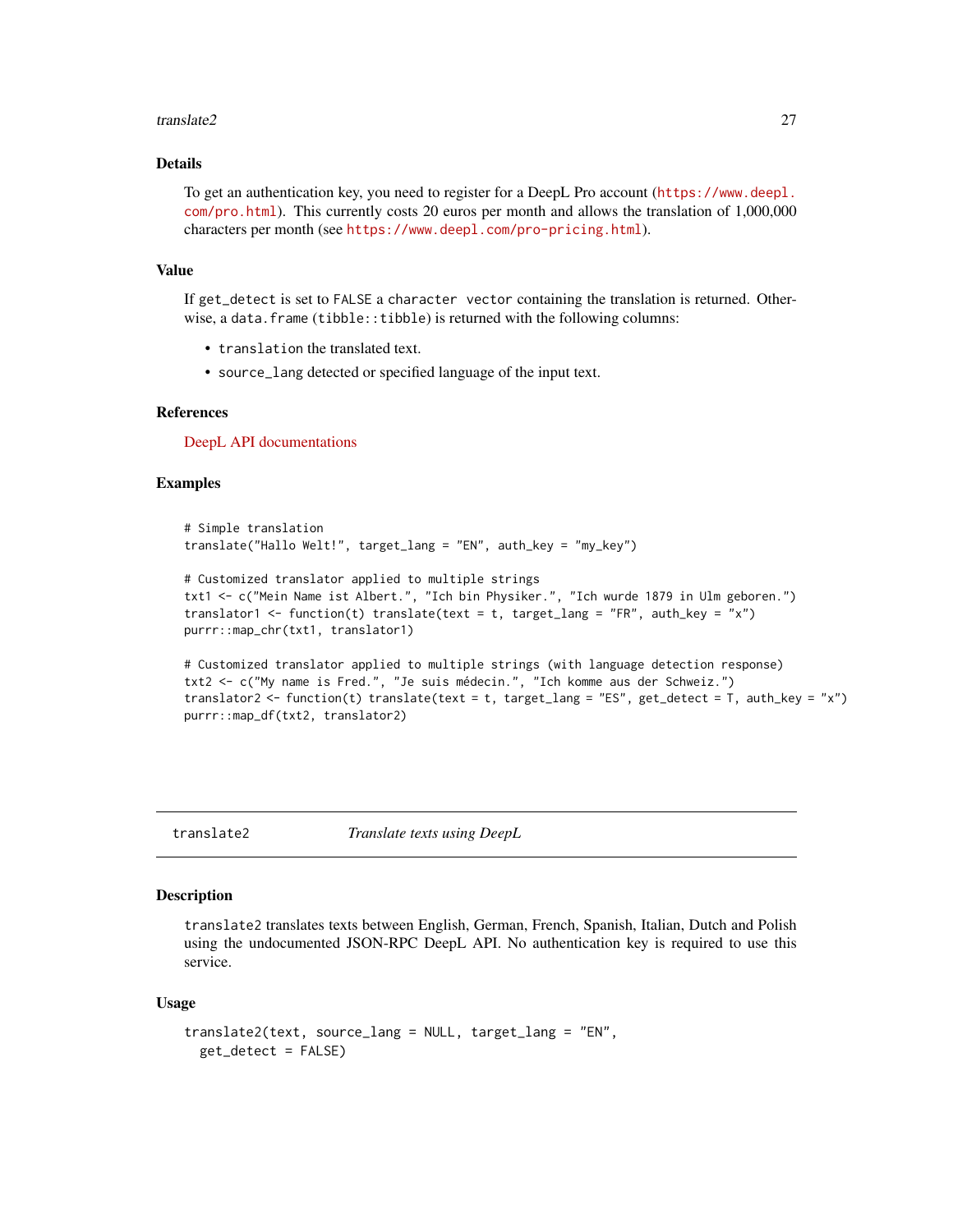## Details

To get an authentication key, you need to register for a DeepL Pro account (https://www.deepl.com/pro.html). This currently costs 20 euros per month and allows the translation of 1,000,000 characters per month (see https://www.deepl.com/pro-pricing.html).

## Value

If `get_detect` is set to `FALSE` a `character vector` containing the translation is returned. Otherwise, a `data.frame` (`tibble::tibble`) is returned with the following columns:

- `translation` the translated text.
- `source_lang` detected or specified language of the input text.

## References

DeepL API documentations

## Examples

```
# Simple translation
translate("Hallo Welt!", target_lang = "EN", auth_key = "my_key")

# Customized translator applied to multiple strings
txt1 <- c("Mein Name ist Albert.", "Ich bin Physiker.", "Ich wurde 1879 in Ulm geboren.")
translator1 <- function(t) translate(text = t, target_lang = "FR", auth_key = "x")
purrr::map_chr(txt1, translator1)

# Customized translator applied to multiple strings (with language detection response)
txt2 <- c("My name is Fred.", "Je suis médecin.", "Ich komme aus der Schweiz.")
translator2 <- function(t) translate(text = t, target_lang = "ES", get_detect = T, auth_key = "x")
purrr::map_df(txt2, translator2)
```

---

# translate2 — *Translate texts using DeepL*

## Description

`translate2` translates texts between English, German, French, Spanish, Italian, Dutch and Polish using the undocumented JSON-RPC DeepL API. No authentication key is required to use this service.

## Usage

```
translate2(text, source_lang = NULL, target_lang = "EN",
  get_detect = FALSE)
```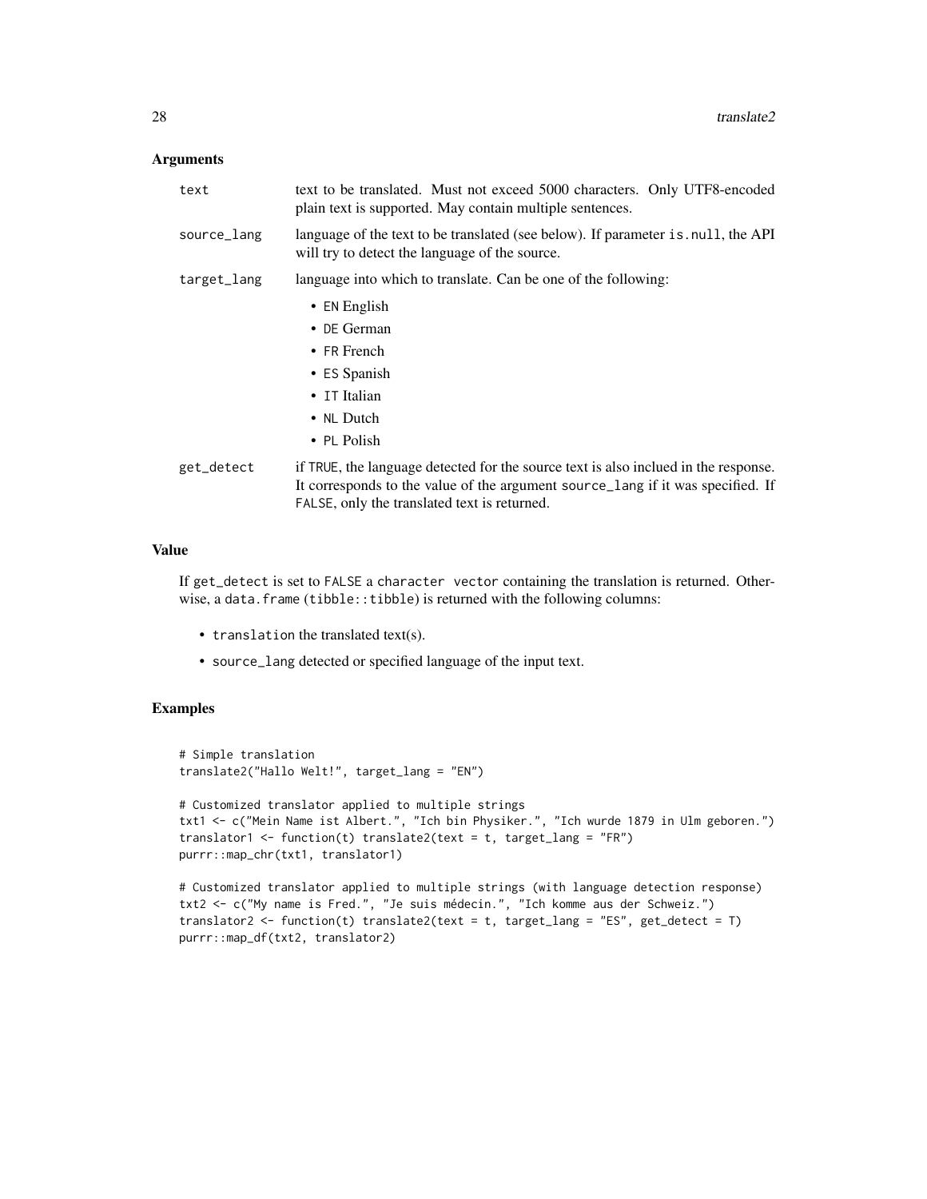## Arguments

| | |
|---|---|
| `text` | text to be translated. Must not exceed 5000 characters. Only UTF8-encoded plain text is supported. May contain multiple sentences. |
| `source_lang` | language of the text to be translated (see below). If parameter `is.null`, the API will try to detect the language of the source. |
| `target_lang` | language into which to translate. Can be one of the following: • `EN` English • `DE` German • `FR` French • `ES` Spanish • `IT` Italian • `NL` Dutch • `PL` Polish |
| `get_detect` | if `TRUE`, the language detected for the source text is also inclued in the response. It corresponds to the value of the argument `source_lang` if it was specified. If `FALSE`, only the translated text is returned. |

## Value

If `get_detect` is set to `FALSE` a `character vector` containing the translation is returned. Otherwise, a `data.frame` (`tibble::tibble`) is returned with the following columns:

- `translation` the translated text(s).
- `source_lang` detected or specified language of the input text.

## Examples

```
# Simple translation
translate2("Hallo Welt!", target_lang = "EN")

# Customized translator applied to multiple strings
txt1 <- c("Mein Name ist Albert.", "Ich bin Physiker.", "Ich wurde 1879 in Ulm geboren.")
translator1 <- function(t) translate2(text = t, target_lang = "FR")
purrr::map_chr(txt1, translator1)

# Customized translator applied to multiple strings (with language detection response)
txt2 <- c("My name is Fred.", "Je suis médecin.", "Ich komme aus der Schweiz.")
translator2 <- function(t) translate2(text = t, target_lang = "ES", get_detect = T)
purrr::map_df(txt2, translator2)
```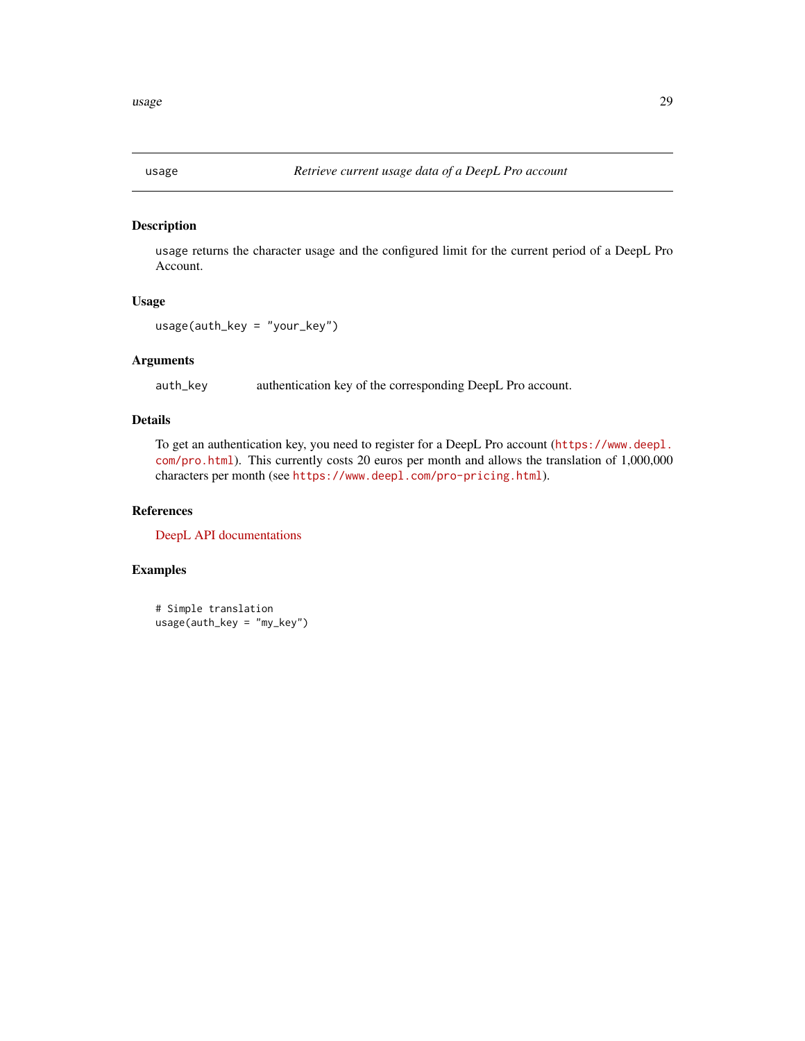## usage — *Retrieve current usage data of a DeepL Pro account*

### Description

`usage` returns the character usage and the configured limit for the current period of a DeepL Pro Account.

### Usage

```
usage(auth_key = "your_key")
```

### Arguments

| | |
|---|---|
| `auth_key` | authentication key of the corresponding DeepL Pro account. |

### Details

To get an authentication key, you need to register for a DeepL Pro account (`https://www.deepl.com/pro.html`). This currently costs 20 euros per month and allows the translation of 1,000,000 characters per month (see `https://www.deepl.com/pro-pricing.html`).

### References

DeepL API documentations

### Examples

```
# Simple translation
usage(auth_key = "my_key")
```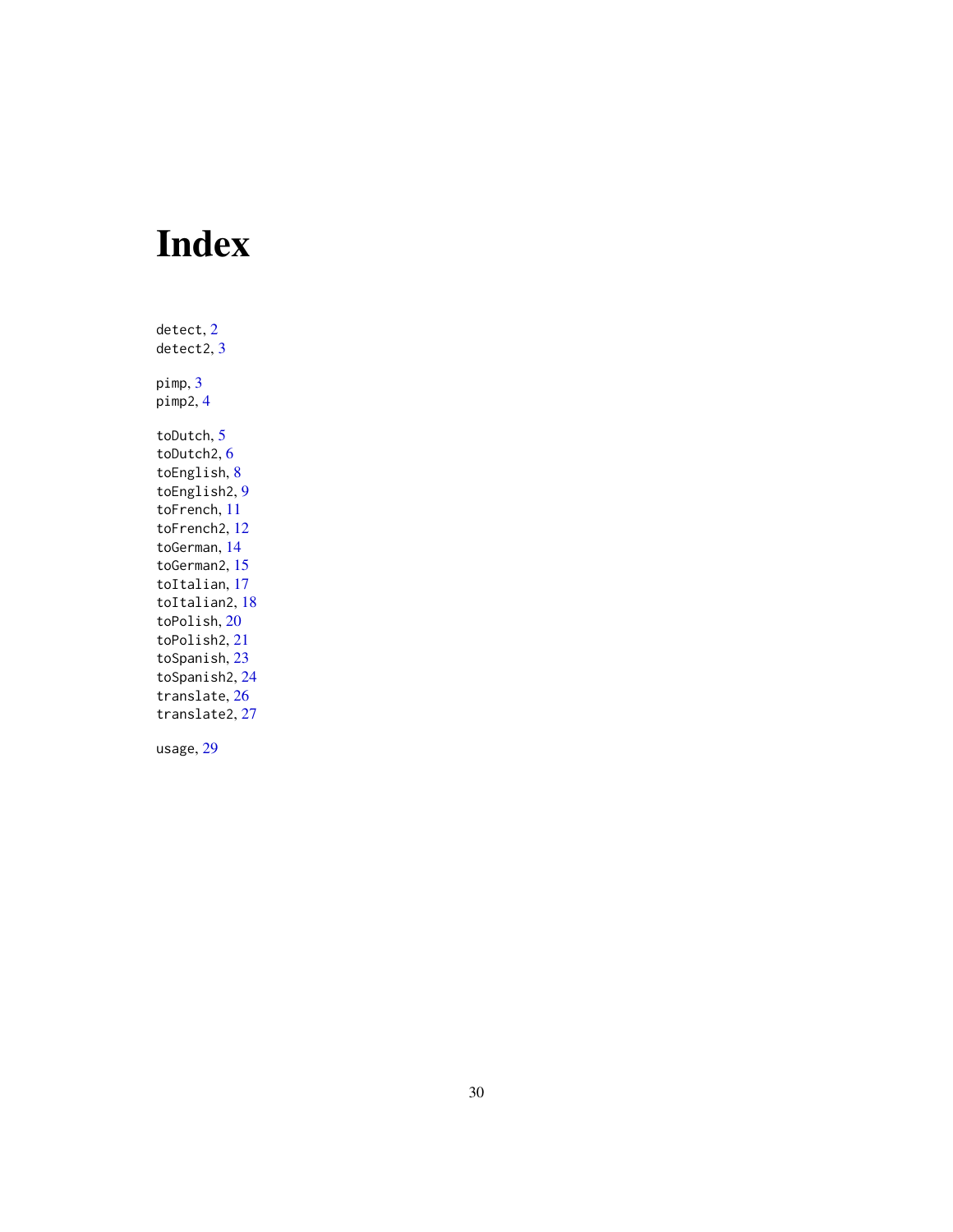# Index

detect, 2
detect2, 3

pimp, 3
pimp2, 4

toDutch, 5
toDutch2, 6
toEnglish, 8
toEnglish2, 9
toFrench, 11
toFrench2, 12
toGerman, 14
toGerman2, 15
toItalian, 17
toItalian2, 18
toPolish, 20
toPolish2, 21
toSpanish, 23
toSpanish2, 24
translate, 26
translate2, 27

usage, 29